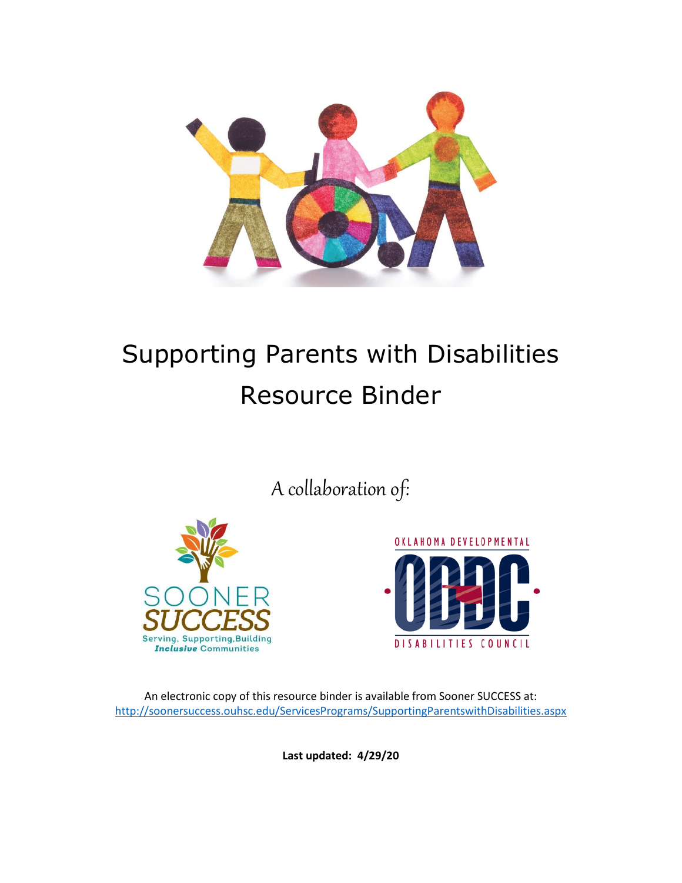# Supporting Parents with Disabilities Resource Binder

*A collaboration of:*

SOONER SUCCESS
Serving, Supporting, Building *Inclusive* Communities

OKLAHOMA DEVELOPMENTAL DISABILITIES COUNCIL

An electronic copy of this resource binder is available from Sooner SUCCESS at:
http://soonersuccess.ouhsc.edu/ServicesPrograms/SupportingParentswithDisabilities.aspx

**Last updated: 4/29/20**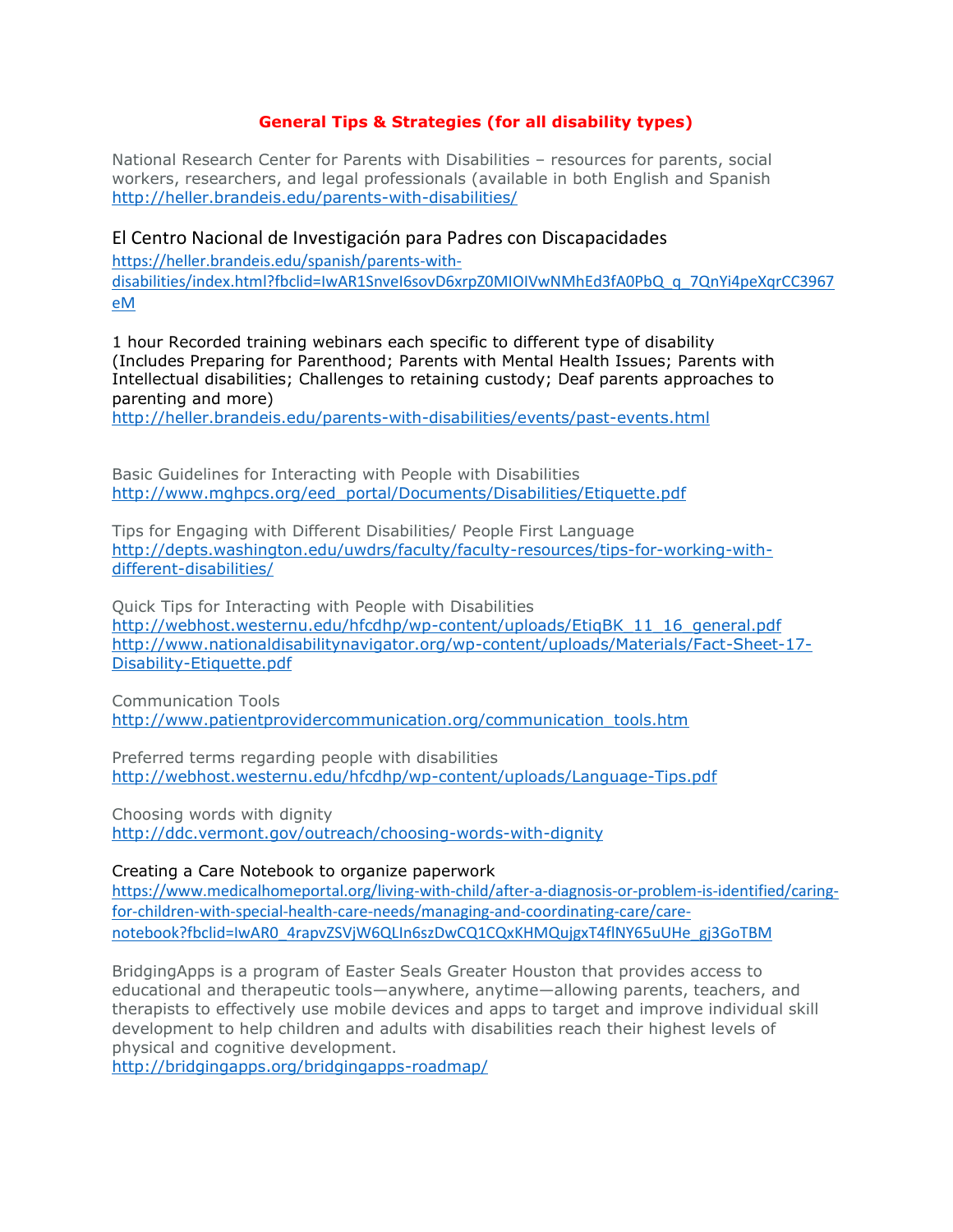## General Tips & Strategies (for all disability types)

National Research Center for Parents with Disabilities – resources for parents, social workers, researchers, and legal professionals (available in both English and Spanish
http://heller.brandeis.edu/parents-with-disabilities/

El Centro Nacional de Investigación para Padres con Discapacidades
https://heller.brandeis.edu/spanish/parents-with-disabilities/index.html?fbclid=IwAR1SnveI6sovD6xrpZ0MIOIVwNMhEd3fA0PbQ_q_7QnYi4peXqrCC3967eM

1 hour Recorded training webinars each specific to different type of disability (Includes Preparing for Parenthood; Parents with Mental Health Issues; Parents with Intellectual disabilities; Challenges to retaining custody; Deaf parents approaches to parenting and more)
http://heller.brandeis.edu/parents-with-disabilities/events/past-events.html

Basic Guidelines for Interacting with People with Disabilities
http://www.mghpcs.org/eed_portal/Documents/Disabilities/Etiquette.pdf

Tips for Engaging with Different Disabilities/ People First Language
http://depts.washington.edu/uwdrs/faculty/faculty-resources/tips-for-working-with-different-disabilities/

Quick Tips for Interacting with People with Disabilities
http://webhost.westernu.edu/hfcdhp/wp-content/uploads/EtiqBK_11_16_general.pdf
http://www.nationaldisabilitynavigator.org/wp-content/uploads/Materials/Fact-Sheet-17-Disability-Etiquette.pdf

Communication Tools
http://www.patientprovidercommunication.org/communication_tools.htm

Preferred terms regarding people with disabilities
http://webhost.westernu.edu/hfcdhp/wp-content/uploads/Language-Tips.pdf

Choosing words with dignity
http://ddc.vermont.gov/outreach/choosing-words-with-dignity

Creating a Care Notebook to organize paperwork
https://www.medicalhomeportal.org/living-with-child/after-a-diagnosis-or-problem-is-identified/caring-for-children-with-special-health-care-needs/managing-and-coordinating-care/care-notebook?fbclid=IwAR0_4rapvZSVjW6QLIn6szDwCQ1CQxKHMQujgxT4flNY65uUHe_gj3GoTBM

BridgingApps is a program of Easter Seals Greater Houston that provides access to educational and therapeutic tools—anywhere, anytime—allowing parents, teachers, and therapists to effectively use mobile devices and apps to target and improve individual skill development to help children and adults with disabilities reach their highest levels of physical and cognitive development.
http://bridgingapps.org/bridgingapps-roadmap/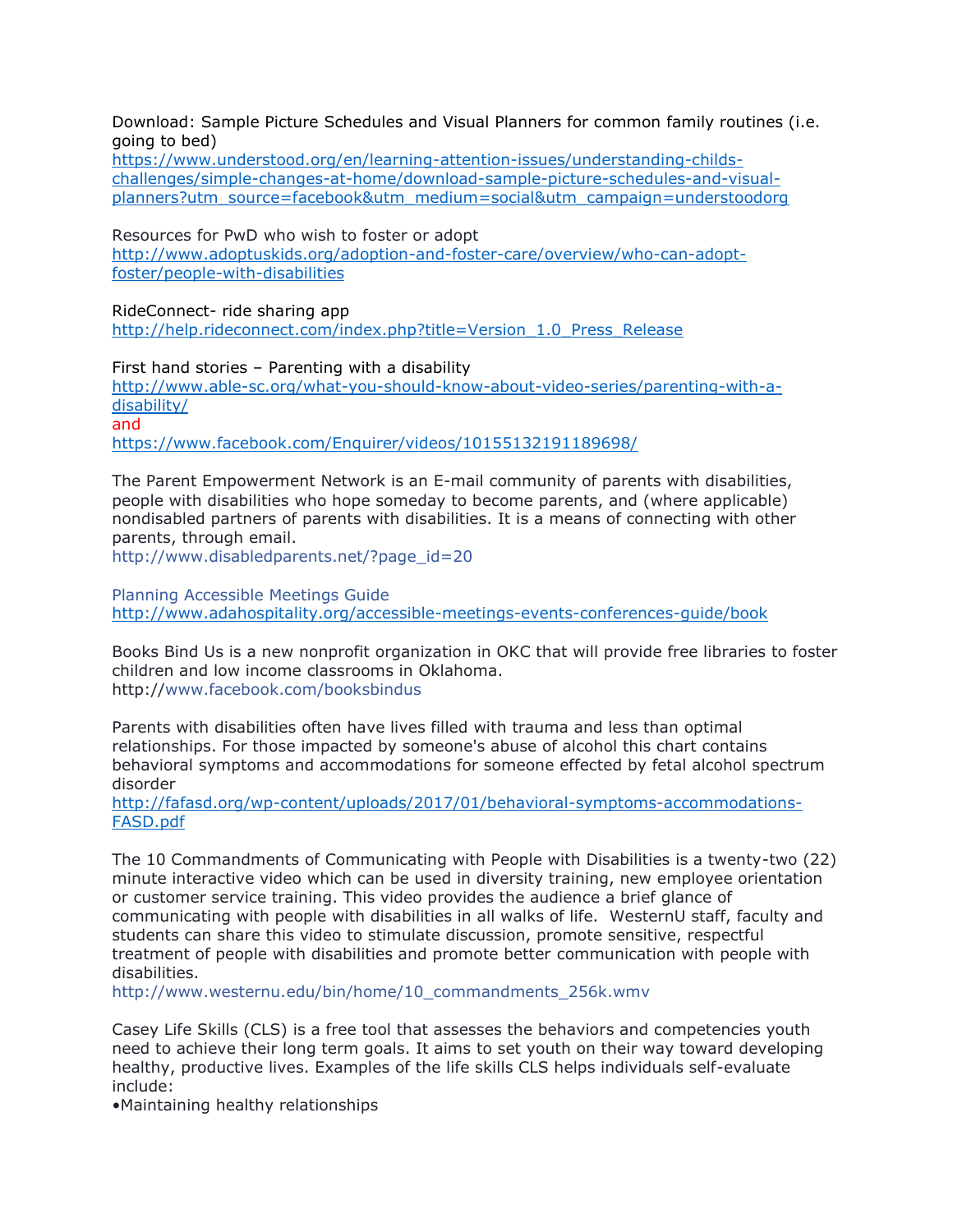Download: Sample Picture Schedules and Visual Planners for common family routines (i.e. going to bed)
https://www.understood.org/en/learning-attention-issues/understanding-childs-challenges/simple-changes-at-home/download-sample-picture-schedules-and-visual-planners?utm_source=facebook&utm_medium=social&utm_campaign=understoodorg

Resources for PwD who wish to foster or adopt
http://www.adoptuskids.org/adoption-and-foster-care/overview/who-can-adopt-foster/people-with-disabilities

RideConnect- ride sharing app
http://help.rideconnect.com/index.php?title=Version_1.0_Press_Release

First hand stories – Parenting with a disability
http://www.able-sc.org/what-you-should-know-about-video-series/parenting-with-a-disability/
and
https://www.facebook.com/Enquirer/videos/10155132191189698/

The Parent Empowerment Network is an E-mail community of parents with disabilities, people with disabilities who hope someday to become parents, and (where applicable) nondisabled partners of parents with disabilities. It is a means of connecting with other parents, through email.
http://www.disabledparents.net/?page_id=20

Planning Accessible Meetings Guide
http://www.adahospitality.org/accessible-meetings-events-conferences-guide/book

Books Bind Us is a new nonprofit organization in OKC that will provide free libraries to foster children and low income classrooms in Oklahoma.
http://www.facebook.com/booksbindus

Parents with disabilities often have lives filled with trauma and less than optimal relationships. For those impacted by someone's abuse of alcohol this chart contains behavioral symptoms and accommodations for someone effected by fetal alcohol spectrum disorder
http://fafasd.org/wp-content/uploads/2017/01/behavioral-symptoms-accommodations-FASD.pdf

The 10 Commandments of Communicating with People with Disabilities is a twenty-two (22) minute interactive video which can be used in diversity training, new employee orientation or customer service training. This video provides the audience a brief glance of communicating with people with disabilities in all walks of life. WesternU staff, faculty and students can share this video to stimulate discussion, promote sensitive, respectful treatment of people with disabilities and promote better communication with people with disabilities.
http://www.westernu.edu/bin/home/10_commandments_256k.wmv

Casey Life Skills (CLS) is a free tool that assesses the behaviors and competencies youth need to achieve their long term goals. It aims to set youth on their way toward developing healthy, productive lives. Examples of the life skills CLS helps individuals self-evaluate include:

- Maintaining healthy relationships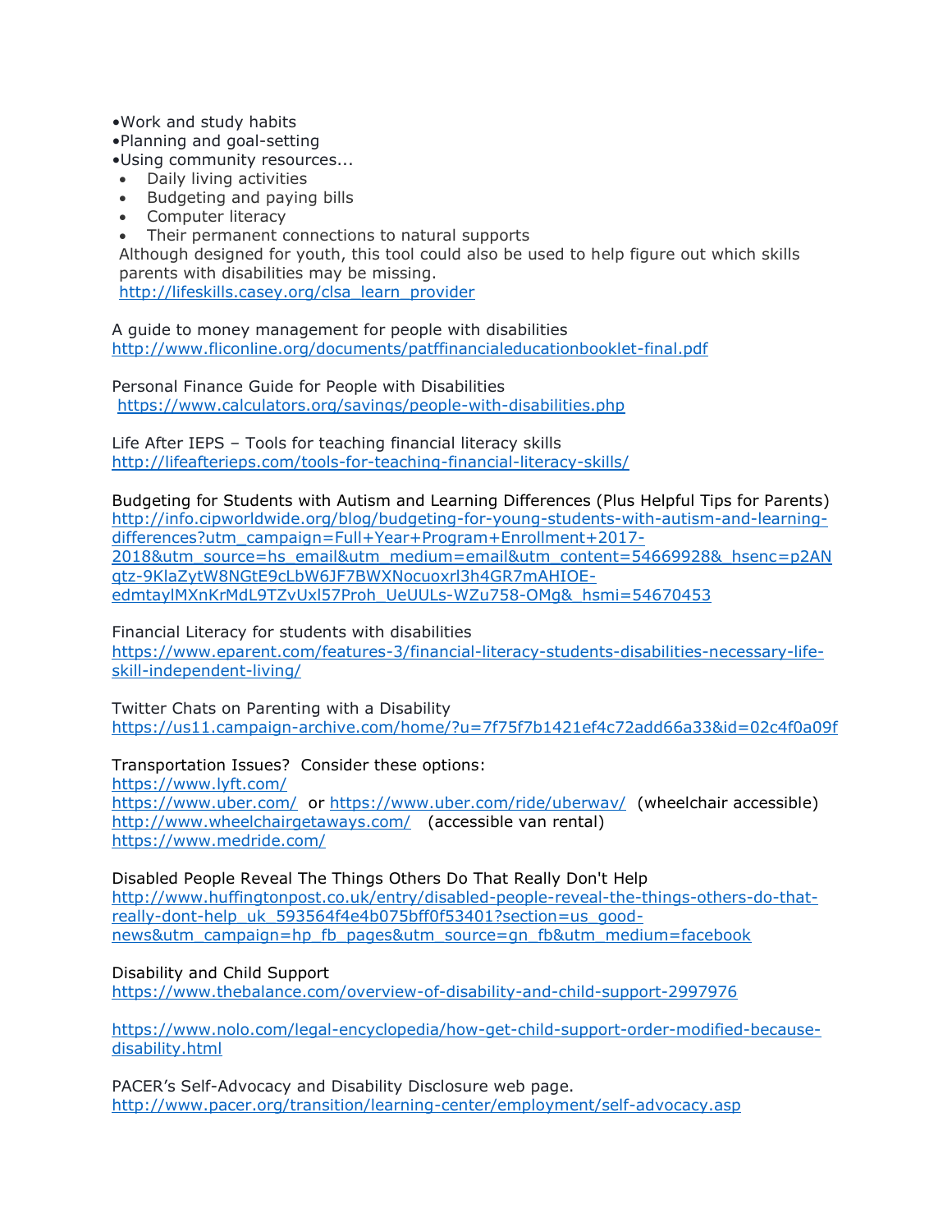•Work and study habits
•Planning and goal-setting
•Using community resources...

- Daily living activities
- Budgeting and paying bills
- Computer literacy
- Their permanent connections to natural supports

Although designed for youth, this tool could also be used to help figure out which skills parents with disabilities may be missing.
http://lifeskills.casey.org/clsa_learn_provider

A guide to money management for people with disabilities
http://www.fliconline.org/documents/patffinancialeducationbooklet-final.pdf

Personal Finance Guide for People with Disabilities
https://www.calculators.org/savings/people-with-disabilities.php

Life After IEPS – Tools for teaching financial literacy skills
http://lifeafterieps.com/tools-for-teaching-financial-literacy-skills/

Budgeting for Students with Autism and Learning Differences (Plus Helpful Tips for Parents)
http://info.cipworldwide.org/blog/budgeting-for-young-students-with-autism-and-learning-differences?utm_campaign=Full+Year+Program+Enrollment+2017-2018&utm_source=hs_email&utm_medium=email&utm_content=54669928&_hsenc=p2ANqtz-9KlaZytW8NGtE9cLbW6JF7BWXNocuoxrl3h4GR7mAHIOE-edmtaylMXnKrMdL9TZvUxl57Proh_UeUULs-WZu758-OMg&_hsmi=54670453

Financial Literacy for students with disabilities
https://www.eparent.com/features-3/financial-literacy-students-disabilities-necessary-life-skill-independent-living/

Twitter Chats on Parenting with a Disability
https://us11.campaign-archive.com/home/?u=7f75f7b1421ef4c72add66a33&id=02c4f0a09f

Transportation Issues? Consider these options:
https://www.lyft.com/
https://www.uber.com/ or https://www.uber.com/ride/uberwav/ (wheelchair accessible)
http://www.wheelchairgetaways.com/ (accessible van rental)
https://www.medride.com/

Disabled People Reveal The Things Others Do That Really Don't Help
http://www.huffingtonpost.co.uk/entry/disabled-people-reveal-the-things-others-do-that-really-dont-help_uk_593564f4e4b075bff0f53401?section=us_good-news&utm_campaign=hp_fb_pages&utm_source=gn_fb&utm_medium=facebook

Disability and Child Support
https://www.thebalance.com/overview-of-disability-and-child-support-2997976

https://www.nolo.com/legal-encyclopedia/how-get-child-support-order-modified-because-disability.html

PACER's Self-Advocacy and Disability Disclosure web page.
http://www.pacer.org/transition/learning-center/employment/self-advocacy.asp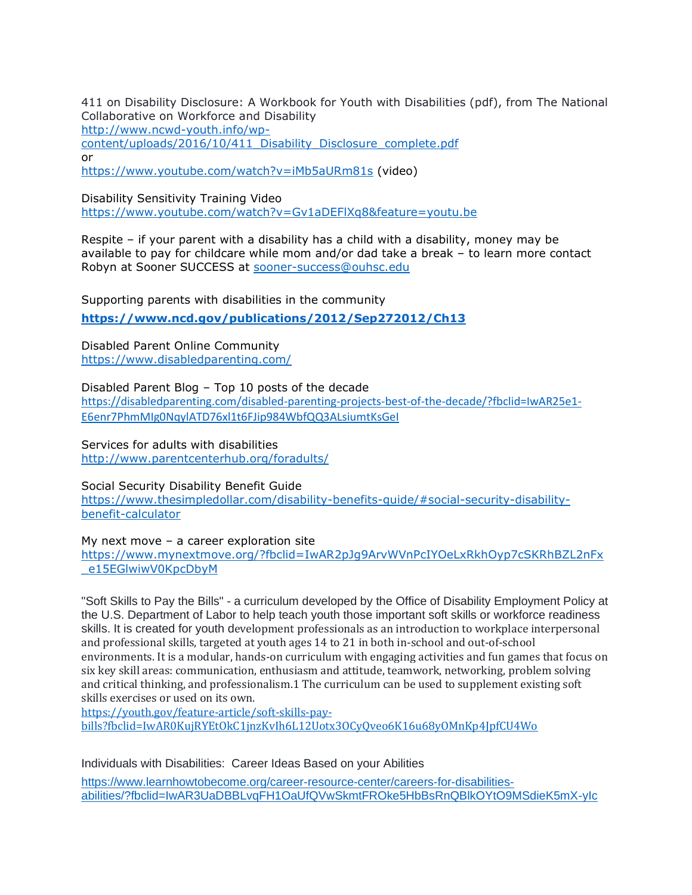411 on Disability Disclosure: A Workbook for Youth with Disabilities (pdf), from The National Collaborative on Workforce and Disability
http://www.ncwd-youth.info/wp-content/uploads/2016/10/411_Disability_Disclosure_complete.pdf
or
https://www.youtube.com/watch?v=iMb5aURm81s (video)

Disability Sensitivity Training Video
https://www.youtube.com/watch?v=Gv1aDEFlXq8&feature=youtu.be

Respite – if your parent with a disability has a child with a disability, money may be available to pay for childcare while mom and/or dad take a break – to learn more contact Robyn at Sooner SUCCESS at sooner-success@ouhsc.edu

Supporting parents with disabilities in the community

**https://www.ncd.gov/publications/2012/Sep272012/Ch13**

Disabled Parent Online Community
https://www.disabledparenting.com/

Disabled Parent Blog – Top 10 posts of the decade
https://disabledparenting.com/disabled-parenting-projects-best-of-the-decade/?fbclid=IwAR25e1-E6enr7PhmMIg0NqylATD76xl1t6FJip984WbfQQ3ALsiumtKsGeI

Services for adults with disabilities
http://www.parentcenterhub.org/foradults/

Social Security Disability Benefit Guide
https://www.thesimpledollar.com/disability-benefits-guide/#social-security-disability-benefit-calculator

My next move – a career exploration site
https://www.mynextmove.org/?fbclid=IwAR2pJg9ArvWVnPcIYOeLxRkhOyp7cSKRhBZL2nFx_e15EGlwiwV0KpcDbyM

"Soft Skills to Pay the Bills" - a curriculum developed by the Office of Disability Employment Policy at the U.S. Department of Labor to help teach youth those important soft skills or workforce readiness skills. It is created for youth development professionals as an introduction to workplace interpersonal and professional skills, targeted at youth ages 14 to 21 in both in-school and out-of-school environments. It is a modular, hands-on curriculum with engaging activities and fun games that focus on six key skill areas: communication, enthusiasm and attitude, teamwork, networking, problem solving and critical thinking, and professionalism.1 The curriculum can be used to supplement existing soft skills exercises or used on its own.
https://youth.gov/feature-article/soft-skills-pay-bills?fbclid=IwAR0KujRYEtOkC1jnzKvIh6L12Uotx3OCyQveo6K16u68yOMnKp4JpfCU4Wo

Individuals with Disabilities: Career Ideas Based on your Abilities

https://www.learnhowtobecome.org/career-resource-center/careers-for-disabilities-abilities/?fbclid=IwAR3UaDBBLvqFH1OaUfQVwSkmtFROke5HbBsRnQBlkOYtO9MSdieK5mX-yIc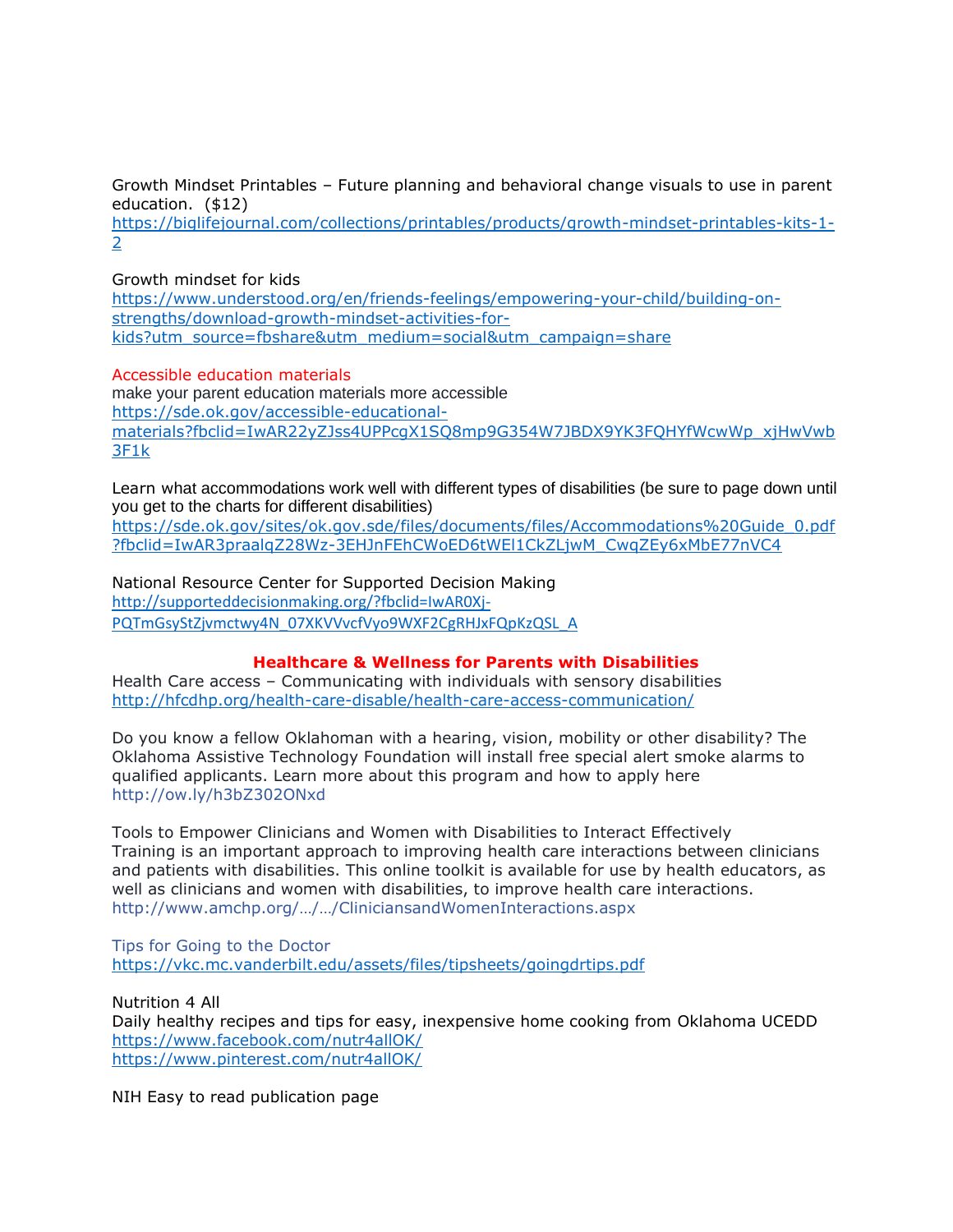Growth Mindset Printables – Future planning and behavioral change visuals to use in parent education. ($12)
https://biglifejournal.com/collections/printables/products/growth-mindset-printables-kits-1-2

Growth mindset for kids
https://www.understood.org/en/friends-feelings/empowering-your-child/building-on-strengths/download-growth-mindset-activities-for-kids?utm_source=fbshare&utm_medium=social&utm_campaign=share

Accessible education materials
make your parent education materials more accessible
https://sde.ok.gov/accessible-educational-materials?fbclid=IwAR22yZJss4UPPcgX1SQ8mp9G354W7JBDX9YK3FQHYfWcwWp_xjHwVwb3F1k

Learn what accommodations work well with different types of disabilities (be sure to page down until you get to the charts for different disabilities)
https://sde.ok.gov/sites/ok.gov.sde/files/documents/files/Accommodations%20Guide_0.pdf?fbclid=IwAR3praalqZ28Wz-3EHJnFEhCWoED6tWEl1CkZLjwM_CwqZEy6xMbE77nVC4

National Resource Center for Supported Decision Making
http://supporteddecisionmaking.org/?fbclid=IwAR0Xj-PQTmGsyStZjvmctwy4N_07XKVVvcfVyo9WXF2CgRHJxFQpKzQSL_A

## Healthcare & Wellness for Parents with Disabilities

Health Care access – Communicating with individuals with sensory disabilities
http://hfcdhp.org/health-care-disable/health-care-access-communication/

Do you know a fellow Oklahoman with a hearing, vision, mobility or other disability? The Oklahoma Assistive Technology Foundation will install free special alert smoke alarms to qualified applicants. Learn more about this program and how to apply here http://ow.ly/h3bZ302ONxd

Tools to Empower Clinicians and Women with Disabilities to Interact Effectively
Training is an important approach to improving health care interactions between clinicians and patients with disabilities. This online toolkit is available for use by health educators, as well as clinicians and women with disabilities, to improve health care interactions.
http://www.amchp.org/…/…/CliniciansandWomenInteractions.aspx

Tips for Going to the Doctor
https://vkc.mc.vanderbilt.edu/assets/files/tipsheets/goingdrtips.pdf

Nutrition 4 All
Daily healthy recipes and tips for easy, inexpensive home cooking from Oklahoma UCEDD
https://www.facebook.com/nutr4allOK/
https://www.pinterest.com/nutr4allOK/

NIH Easy to read publication page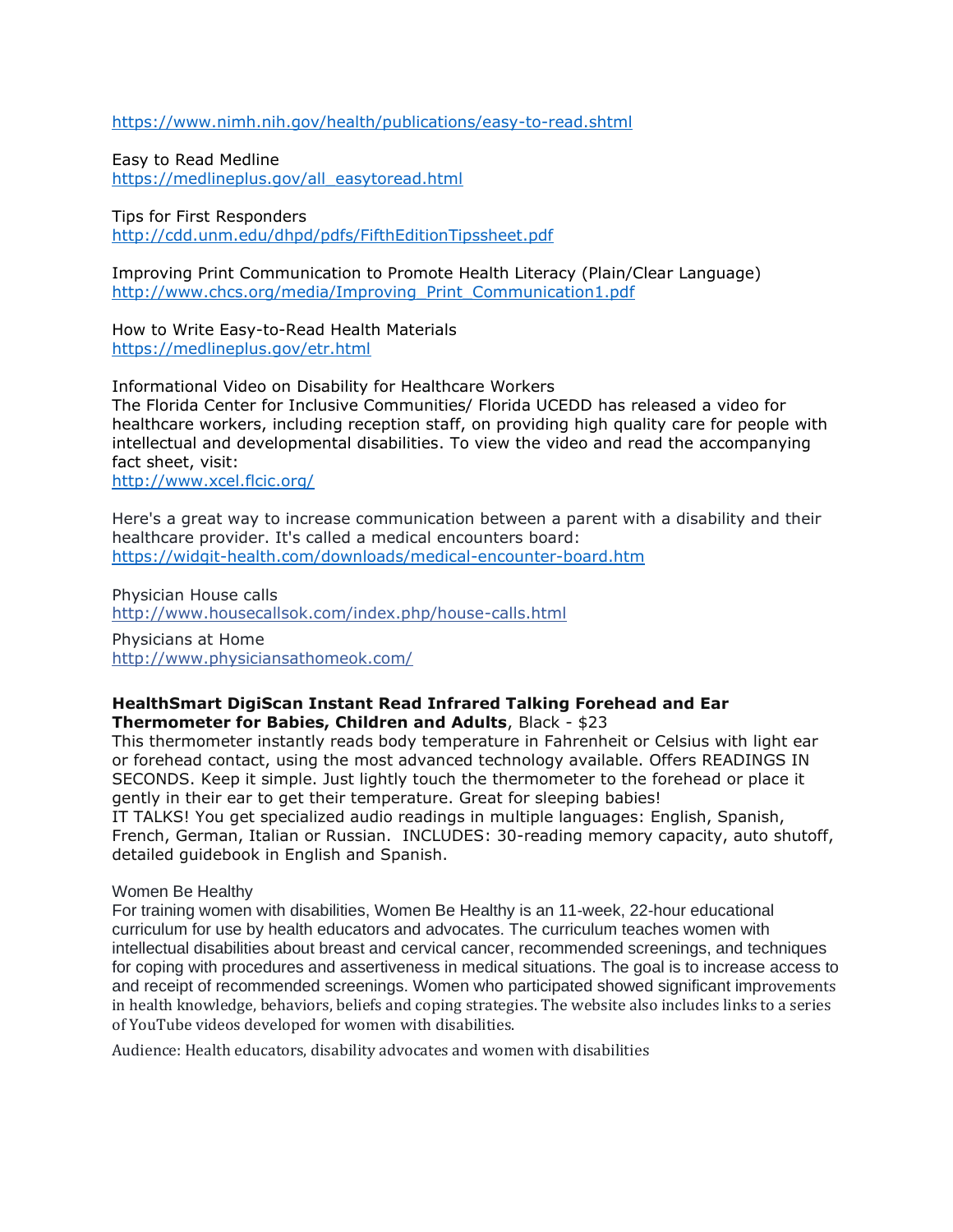https://www.nimh.nih.gov/health/publications/easy-to-read.shtml

Easy to Read Medline
https://medlineplus.gov/all_easytoread.html

Tips for First Responders
http://cdd.unm.edu/dhpd/pdfs/FifthEditionTipssheet.pdf

Improving Print Communication to Promote Health Literacy (Plain/Clear Language)
http://www.chcs.org/media/Improving_Print_Communication1.pdf

How to Write Easy-to-Read Health Materials
https://medlineplus.gov/etr.html

Informational Video on Disability for Healthcare Workers
The Florida Center for Inclusive Communities/ Florida UCEDD has released a video for healthcare workers, including reception staff, on providing high quality care for people with intellectual and developmental disabilities. To view the video and read the accompanying fact sheet, visit:
http://www.xcel.flcic.org/

Here's a great way to increase communication between a parent with a disability and their healthcare provider. It's called a medical encounters board:
https://widgit-health.com/downloads/medical-encounter-board.htm

Physician House calls
http://www.housecallsok.com/index.php/house-calls.html

Physicians at Home
http://www.physiciansathomeok.com/

**HealthSmart DigiScan Instant Read Infrared Talking Forehead and Ear Thermometer for Babies, Children and Adults**, Black - $23
This thermometer instantly reads body temperature in Fahrenheit or Celsius with light ear or forehead contact, using the most advanced technology available. Offers READINGS IN SECONDS. Keep it simple. Just lightly touch the thermometer to the forehead or place it gently in their ear to get their temperature. Great for sleeping babies!
IT TALKS! You get specialized audio readings in multiple languages: English, Spanish, French, German, Italian or Russian. INCLUDES: 30-reading memory capacity, auto shutoff, detailed guidebook in English and Spanish.

Women Be Healthy
For training women with disabilities, Women Be Healthy is an 11-week, 22-hour educational curriculum for use by health educators and advocates. The curriculum teaches women with intellectual disabilities about breast and cervical cancer, recommended screenings, and techniques for coping with procedures and assertiveness in medical situations. The goal is to increase access to and receipt of recommended screenings. Women who participated showed significant improvements in health knowledge, behaviors, beliefs and coping strategies. The website also includes links to a series of YouTube videos developed for women with disabilities.

Audience: Health educators, disability advocates and women with disabilities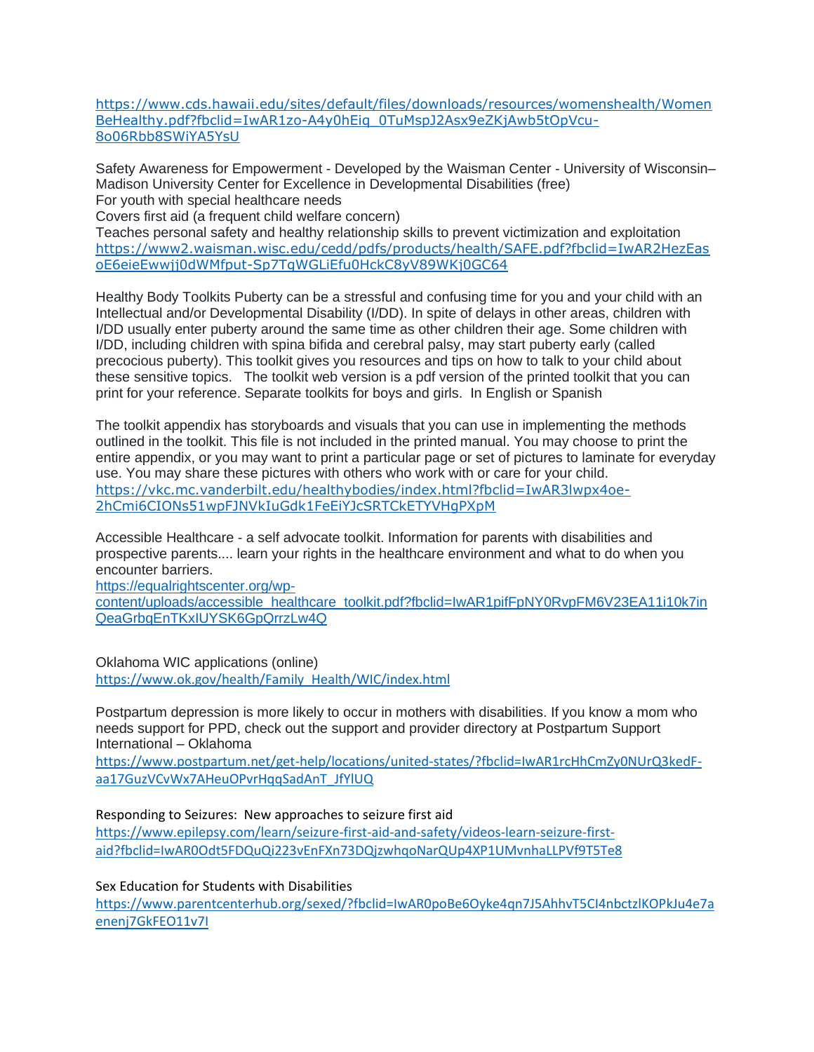https://www.cds.hawaii.edu/sites/default/files/downloads/resources/womenshealth/WomenBeHealthy.pdf?fbclid=IwAR1zo-A4y0hEiq_0TuMspJ2Asx9eZKjAwb5tOpVcu-8o06Rbb8SWiYA5YsU

Safety Awareness for Empowerment - Developed by the Waisman Center - University of Wisconsin–Madison University Center for Excellence in Developmental Disabilities (free)
For youth with special healthcare needs
Covers first aid (a frequent child welfare concern)
Teaches personal safety and healthy relationship skills to prevent victimization and exploitation
https://www2.waisman.wisc.edu/cedd/pdfs/products/health/SAFE.pdf?fbclid=IwAR2HezEasoE6eieEwwjj0dWMfput-Sp7TgWGLiEfu0HckC8yV89WKj0GC64

Healthy Body Toolkits Puberty can be a stressful and confusing time for you and your child with an Intellectual and/or Developmental Disability (I/DD). In spite of delays in other areas, children with I/DD usually enter puberty around the same time as other children their age. Some children with I/DD, including children with spina bifida and cerebral palsy, may start puberty early (called precocious puberty). This toolkit gives you resources and tips on how to talk to your child about these sensitive topics. The toolkit web version is a pdf version of the printed toolkit that you can print for your reference. Separate toolkits for boys and girls. In English or Spanish

The toolkit appendix has storyboards and visuals that you can use in implementing the methods outlined in the toolkit. This file is not included in the printed manual. You may choose to print the entire appendix, or you may want to print a particular page or set of pictures to laminate for everyday use. You may share these pictures with others who work with or care for your child.
https://vkc.mc.vanderbilt.edu/healthybodies/index.html?fbclid=IwAR3Iwpx4oe-2hCmi6CIONs51wpFJNVkIuGdk1FeEiYJcSRTCkETYVHgPXpM

Accessible Healthcare - a self advocate toolkit. Information for parents with disabilities and prospective parents.... learn your rights in the healthcare environment and what to do when you encounter barriers.
https://equalrightscenter.org/wp-content/uploads/accessible_healthcare_toolkit.pdf?fbclid=IwAR1pifFpNY0RvpFM6V23EA11i10k7inQeaGrbgEnTKxIUYSK6GpQrrzLw4Q

Oklahoma WIC applications (online)
https://www.ok.gov/health/Family_Health/WIC/index.html

Postpartum depression is more likely to occur in mothers with disabilities. If you know a mom who needs support for PPD, check out the support and provider directory at Postpartum Support International – Oklahoma
https://www.postpartum.net/get-help/locations/united-states/?fbclid=IwAR1rcHhCmZy0NUrQ3kedF-aa17GuzVCvWx7AHeuOPvrHqqSadAnT_JfYlUQ

Responding to Seizures: New approaches to seizure first aid
https://www.epilepsy.com/learn/seizure-first-aid-and-safety/videos-learn-seizure-first-aid?fbclid=IwAR0Odt5FDQuQi223vEnFXn73DQjzwhqoNarQUp4XP1UMvnhaLLPVf9T5Te8

Sex Education for Students with Disabilities
https://www.parentcenterhub.org/sexed/?fbclid=IwAR0poBe6Oyke4qn7J5AhhvT5CI4nbctzlKOPkJu4e7aenenj7GkFEO11v7I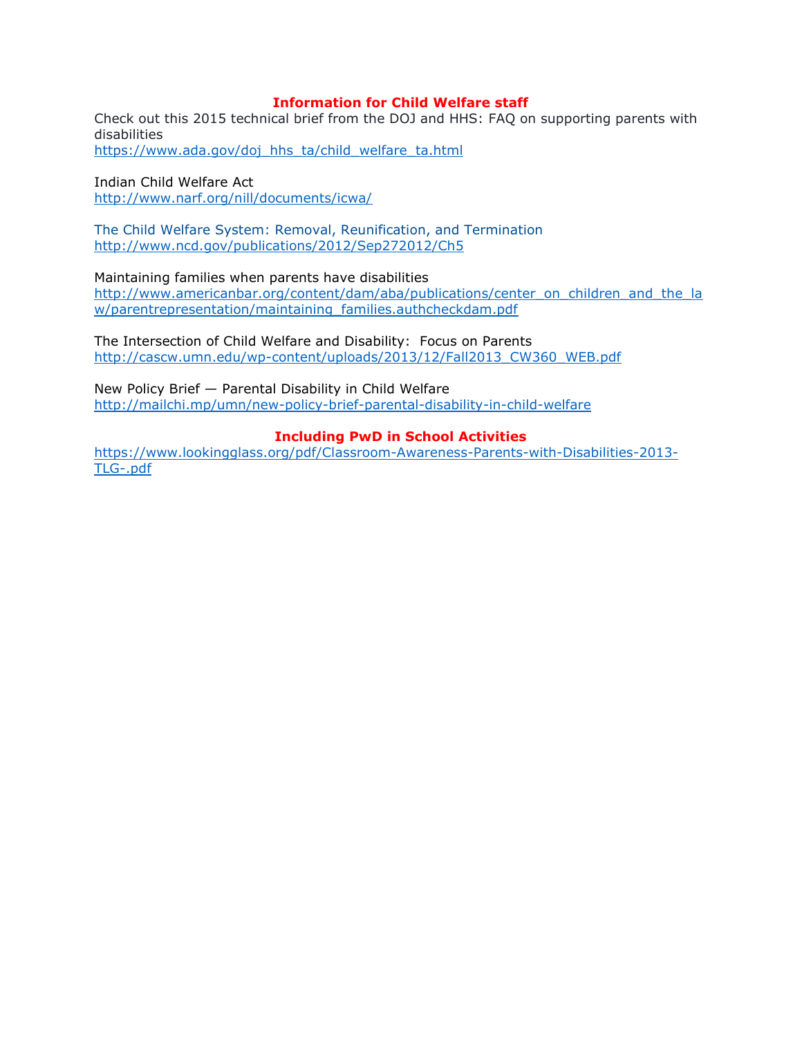## Information for Child Welfare staff

Check out this 2015 technical brief from the DOJ and HHS: FAQ on supporting parents with disabilities
https://www.ada.gov/doj_hhs_ta/child_welfare_ta.html

Indian Child Welfare Act
http://www.narf.org/nill/documents/icwa/

The Child Welfare System: Removal, Reunification, and Termination
http://www.ncd.gov/publications/2012/Sep272012/Ch5

Maintaining families when parents have disabilities
http://www.americanbar.org/content/dam/aba/publications/center_on_children_and_the_law/parentrepresentation/maintaining_families.authcheckdam.pdf

The Intersection of Child Welfare and Disability: Focus on Parents
http://cascw.umn.edu/wp-content/uploads/2013/12/Fall2013_CW360_WEB.pdf

New Policy Brief — Parental Disability in Child Welfare
http://mailchi.mp/umn/new-policy-brief-parental-disability-in-child-welfare

## Including PwD in School Activities

https://www.lookingglass.org/pdf/Classroom-Awareness-Parents-with-Disabilities-2013-TLG-.pdf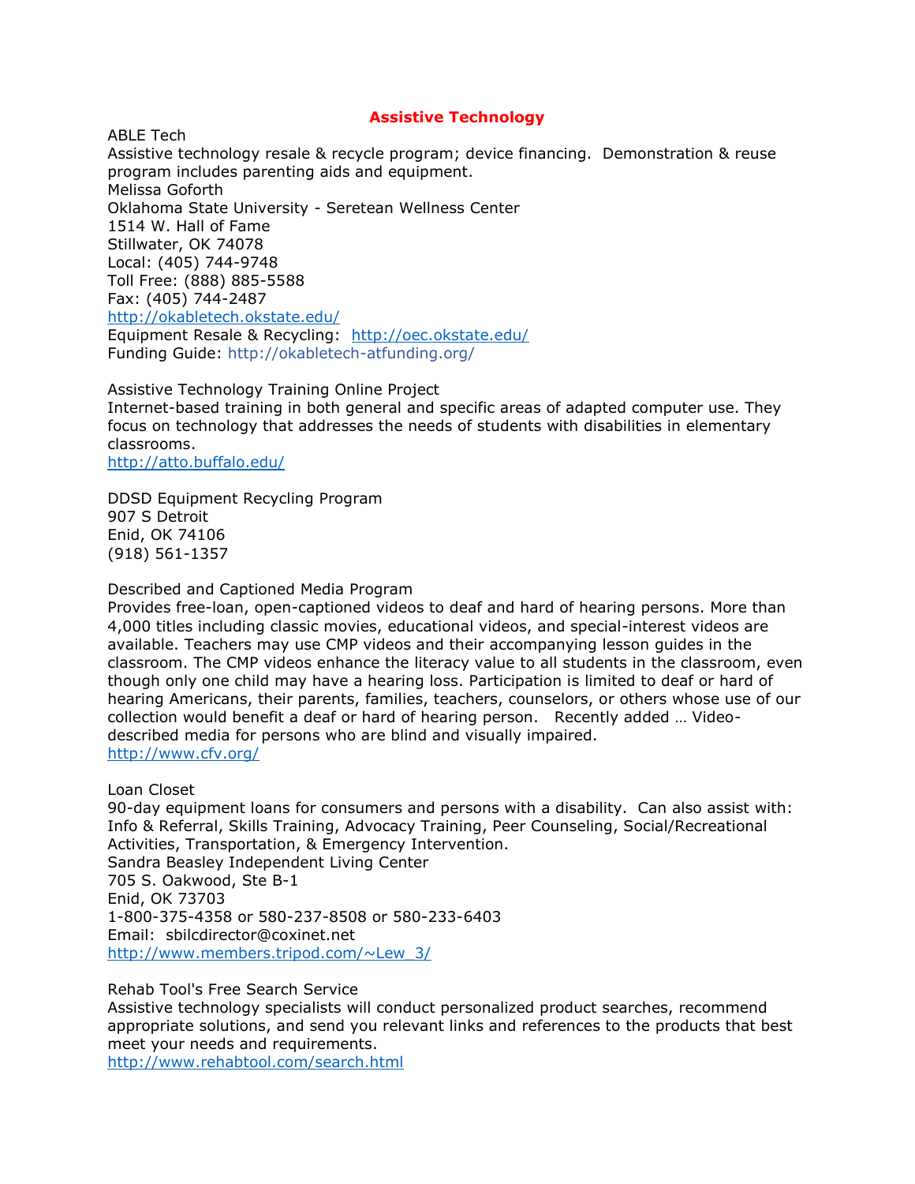## Assistive Technology

ABLE Tech
Assistive technology resale & recycle program; device financing. Demonstration & reuse program includes parenting aids and equipment.
Melissa Goforth
Oklahoma State University - Seretean Wellness Center
1514 W. Hall of Fame
Stillwater, OK 74078
Local: (405) 744-9748
Toll Free: (888) 885-5588
Fax: (405) 744-2487
http://okabletech.okstate.edu/
Equipment Resale & Recycling: http://oec.okstate.edu/
Funding Guide: http://okabletech-atfunding.org/

Assistive Technology Training Online Project
Internet-based training in both general and specific areas of adapted computer use. They focus on technology that addresses the needs of students with disabilities in elementary classrooms.
http://atto.buffalo.edu/

DDSD Equipment Recycling Program
907 S Detroit
Enid, OK 74106
(918) 561-1357

Described and Captioned Media Program
Provides free-loan, open-captioned videos to deaf and hard of hearing persons. More than 4,000 titles including classic movies, educational videos, and special-interest videos are available. Teachers may use CMP videos and their accompanying lesson guides in the classroom. The CMP videos enhance the literacy value to all students in the classroom, even though only one child may have a hearing loss. Participation is limited to deaf or hard of hearing Americans, their parents, families, teachers, counselors, or others whose use of our collection would benefit a deaf or hard of hearing person. Recently added … Video-described media for persons who are blind and visually impaired.
http://www.cfv.org/

Loan Closet
90-day equipment loans for consumers and persons with a disability. Can also assist with: Info & Referral, Skills Training, Advocacy Training, Peer Counseling, Social/Recreational Activities, Transportation, & Emergency Intervention.
Sandra Beasley Independent Living Center
705 S. Oakwood, Ste B-1
Enid, OK 73703
1-800-375-4358 or 580-237-8508 or 580-233-6403
Email: sbilcdirector@coxinet.net
http://www.members.tripod.com/~Lew_3/

Rehab Tool's Free Search Service
Assistive technology specialists will conduct personalized product searches, recommend appropriate solutions, and send you relevant links and references to the products that best meet your needs and requirements.
http://www.rehabtool.com/search.html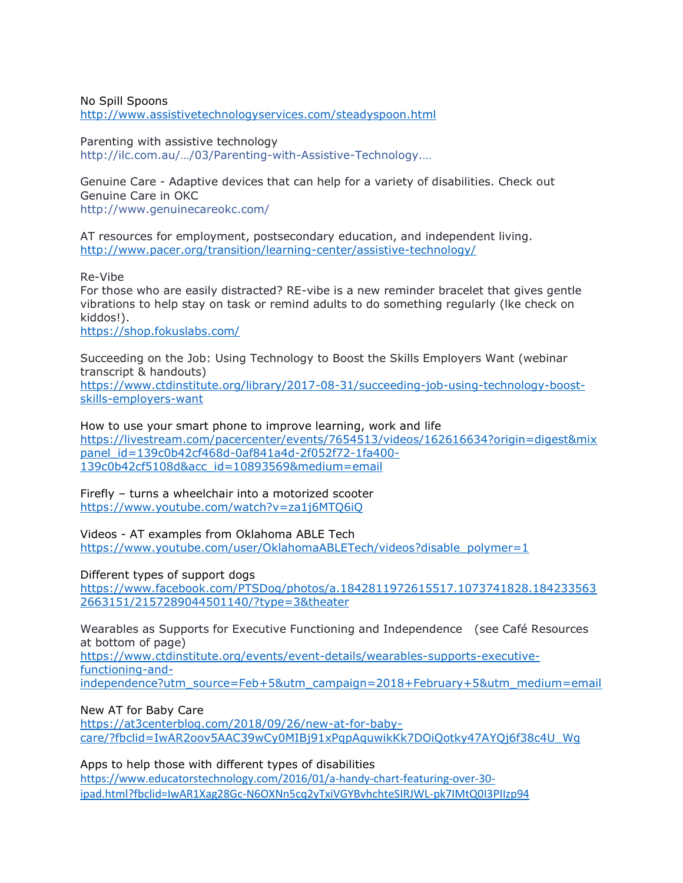No Spill Spoons
http://www.assistivetechnologyservices.com/steadyspoon.html

Parenting with assistive technology
http://ilc.com.au/…/03/Parenting-with-Assistive-Technology.…

Genuine Care - Adaptive devices that can help for a variety of disabilities. Check out Genuine Care in OKC
http://www.genuinecareokc.com/

AT resources for employment, postsecondary education, and independent living.
http://www.pacer.org/transition/learning-center/assistive-technology/

Re-Vibe
For those who are easily distracted? RE-vibe is a new reminder bracelet that gives gentle vibrations to help stay on task or remind adults to do something regularly (lke check on kiddos!).
https://shop.fokuslabs.com/

Succeeding on the Job: Using Technology to Boost the Skills Employers Want (webinar transcript & handouts)
https://www.ctdinstitute.org/library/2017-08-31/succeeding-job-using-technology-boost-skills-employers-want

How to use your smart phone to improve learning, work and life
https://livestream.com/pacercenter/events/7654513/videos/162616634?origin=digest&mixpanel_id=139c0b42cf468d-0af841a4d-2f052f72-1fa400-139c0b42cf5108d&acc_id=10893569&medium=email

Firefly – turns a wheelchair into a motorized scooter
https://www.youtube.com/watch?v=za1j6MTQ6iQ

Videos - AT examples from Oklahoma ABLE Tech
https://www.youtube.com/user/OklahomaABLETech/videos?disable_polymer=1

Different types of support dogs
https://www.facebook.com/PTSDog/photos/a.1842811972615517.1073741828.1842335632663151/2157289044501140/?type=3&theater

Wearables as Supports for Executive Functioning and Independence (see Café Resources at bottom of page)
https://www.ctdinstitute.org/events/event-details/wearables-supports-executive-functioning-and-independence?utm_source=Feb+5&utm_campaign=2018+February+5&utm_medium=email

New AT for Baby Care
https://at3centerblog.com/2018/09/26/new-at-for-baby-care/?fbclid=IwAR2oov5AAC39wCy0MIBj91xPqpAquwikKk7DOiQotky47AYQj6f38c4U_Wg

Apps to help those with different types of disabilities
https://www.educatorstechnology.com/2016/01/a-handy-chart-featuring-over-30-ipad.html?fbclid=IwAR1Xag28Gc-N6OXNn5cq2yTxiVGYBvhchteSIRJWL-pk7IMtQ0I3PIIzp94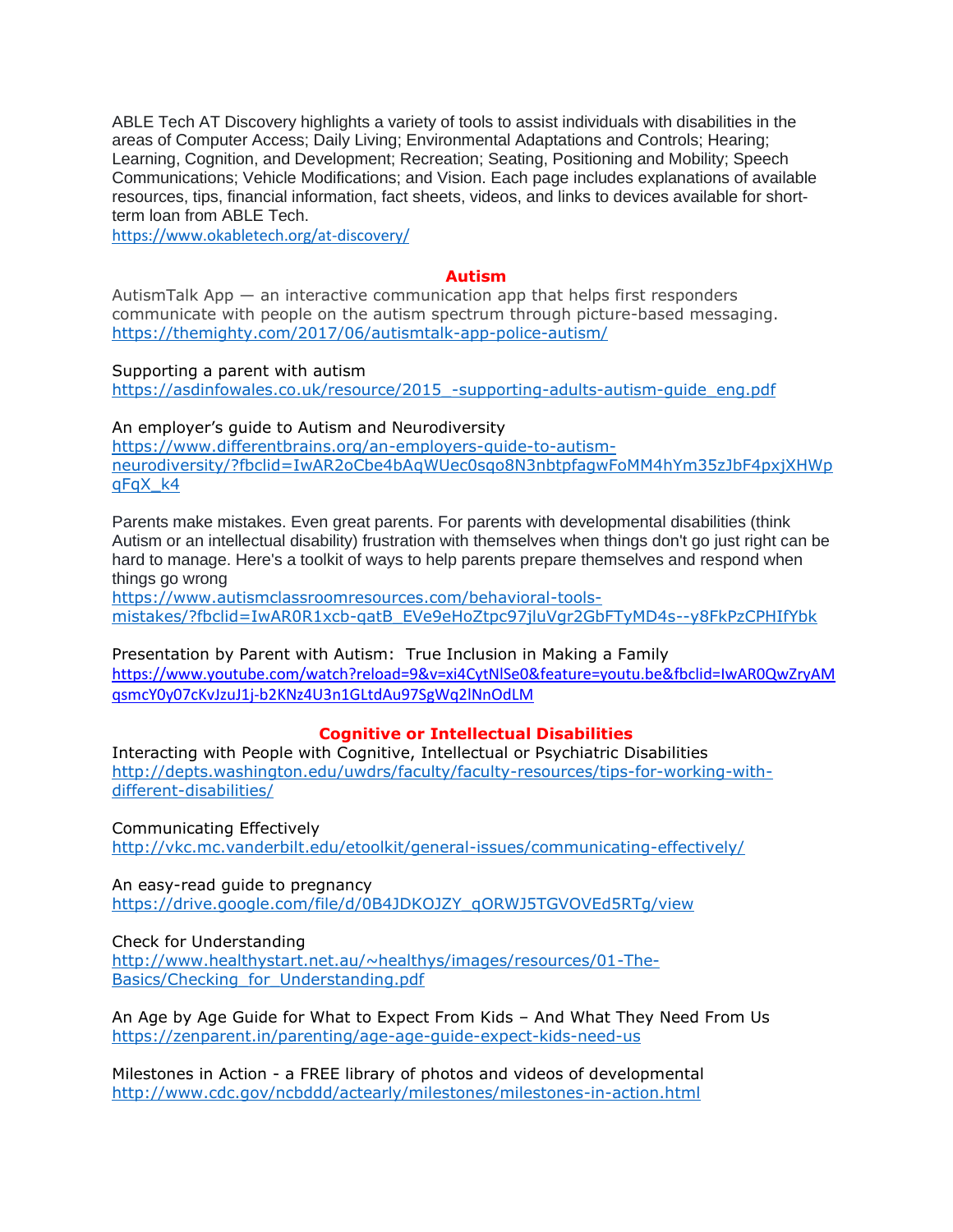ABLE Tech AT Discovery highlights a variety of tools to assist individuals with disabilities in the areas of Computer Access; Daily Living; Environmental Adaptations and Controls; Hearing; Learning, Cognition, and Development; Recreation; Seating, Positioning and Mobility; Speech Communications; Vehicle Modifications; and Vision. Each page includes explanations of available resources, tips, financial information, fact sheets, videos, and links to devices available for short-term loan from ABLE Tech.
https://www.okabletech.org/at-discovery/

## Autism

AutismTalk App — an interactive communication app that helps first responders communicate with people on the autism spectrum through picture-based messaging.
https://themighty.com/2017/06/autismtalk-app-police-autism/

Supporting a parent with autism
https://asdinfowales.co.uk/resource/2015_-supporting-adults-autism-guide_eng.pdf

An employer's guide to Autism and Neurodiversity
https://www.differentbrains.org/an-employers-guide-to-autism-neurodiversity/?fbclid=IwAR2oCbe4bAqWUec0sqo8N3nbtpfagwFoMM4hYm35zJbF4pxjXHWpqFqX_k4

Parents make mistakes. Even great parents. For parents with developmental disabilities (think Autism or an intellectual disability) frustration with themselves when things don't go just right can be hard to manage. Here's a toolkit of ways to help parents prepare themselves and respond when things go wrong
https://www.autismclassroomresources.com/behavioral-tools-mistakes/?fbclid=IwAR0R1xcb-qatB_EVe9eHoZtpc97jluVgr2GbFTyMD4s--y8FkPzCPHIfYbk

Presentation by Parent with Autism: True Inclusion in Making a Family
https://www.youtube.com/watch?reload=9&v=xi4CytNlSe0&feature=youtu.be&fbclid=IwAR0QwZryAMqsmcY0y07cKvJzuJ1j-b2KNz4U3n1GLtdAu97SgWq2lNnOdLM

## Cognitive or Intellectual Disabilities

Interacting with People with Cognitive, Intellectual or Psychiatric Disabilities
http://depts.washington.edu/uwdrs/faculty/faculty-resources/tips-for-working-with-different-disabilities/

Communicating Effectively
http://vkc.mc.vanderbilt.edu/etoolkit/general-issues/communicating-effectively/

An easy-read guide to pregnancy
https://drive.google.com/file/d/0B4JDKOJZY_qORWJ5TGVOVEd5RTg/view

Check for Understanding
http://www.healthystart.net.au/~healthys/images/resources/01-The-Basics/Checking_for_Understanding.pdf

An Age by Age Guide for What to Expect From Kids – And What They Need From Us
https://zenparent.in/parenting/age-age-guide-expect-kids-need-us

Milestones in Action - a FREE library of photos and videos of developmental
http://www.cdc.gov/ncbddd/actearly/milestones/milestones-in-action.html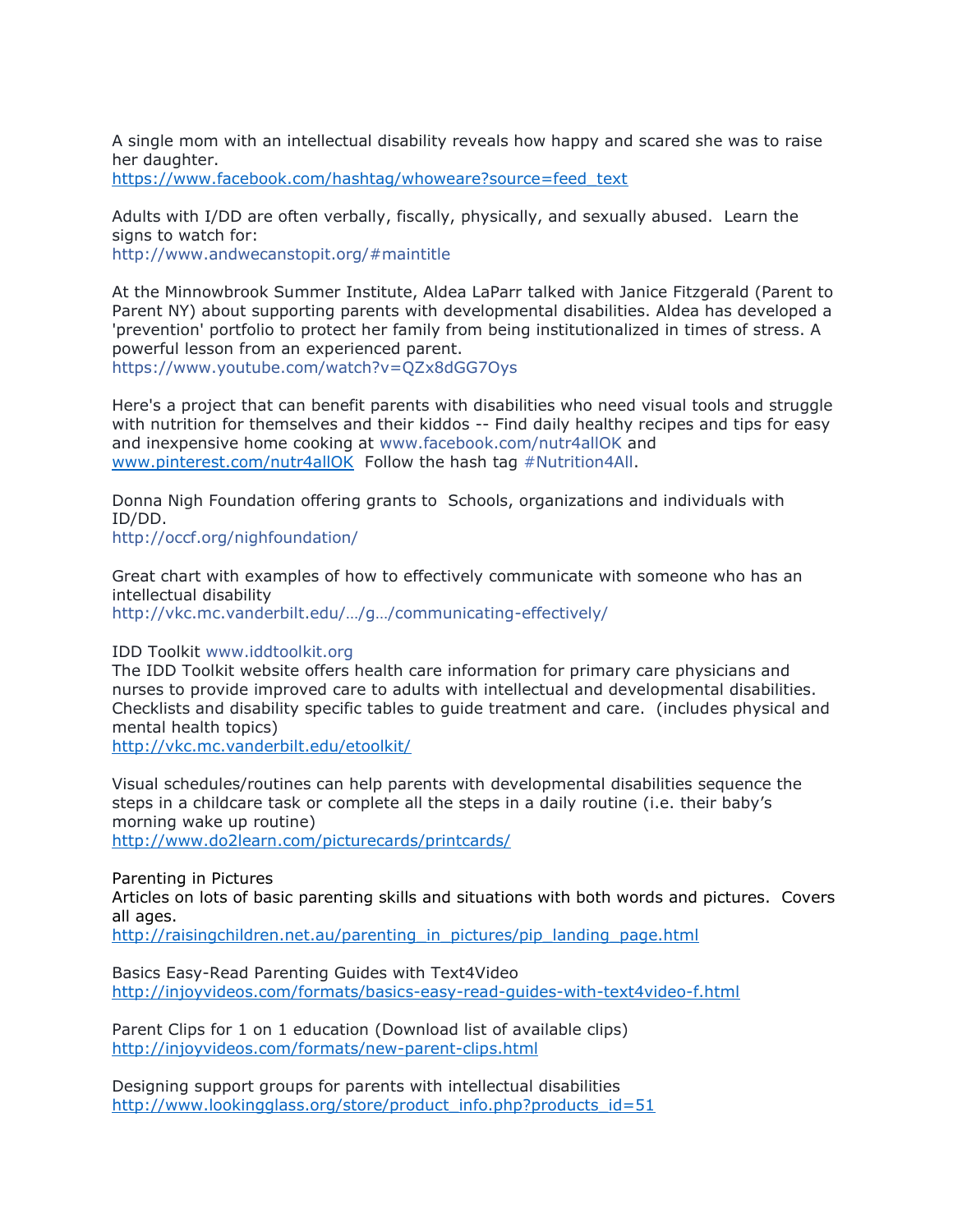A single mom with an intellectual disability reveals how happy and scared she was to raise her daughter.
https://www.facebook.com/hashtag/whoweare?source=feed_text

Adults with I/DD are often verbally, fiscally, physically, and sexually abused. Learn the signs to watch for:
http://www.andwecanstopit.org/#maintitle

At the Minnowbrook Summer Institute, Aldea LaParr talked with Janice Fitzgerald (Parent to Parent NY) about supporting parents with developmental disabilities. Aldea has developed a 'prevention' portfolio to protect her family from being institutionalized in times of stress. A powerful lesson from an experienced parent.
https://www.youtube.com/watch?v=QZx8dGG7Oys

Here's a project that can benefit parents with disabilities who need visual tools and struggle with nutrition for themselves and their kiddos -- Find daily healthy recipes and tips for easy and inexpensive home cooking at www.facebook.com/nutr4allOK and www.pinterest.com/nutr4allOK Follow the hash tag #Nutrition4All.

Donna Nigh Foundation offering grants to Schools, organizations and individuals with ID/DD.
http://occf.org/nighfoundation/

Great chart with examples of how to effectively communicate with someone who has an intellectual disability
http://vkc.mc.vanderbilt.edu/…/g…/communicating-effectively/

IDD Toolkit www.iddtoolkit.org
The IDD Toolkit website offers health care information for primary care physicians and nurses to provide improved care to adults with intellectual and developmental disabilities. Checklists and disability specific tables to guide treatment and care. (includes physical and mental health topics)
http://vkc.mc.vanderbilt.edu/etoolkit/

Visual schedules/routines can help parents with developmental disabilities sequence the steps in a childcare task or complete all the steps in a daily routine (i.e. their baby's morning wake up routine)
http://www.do2learn.com/picturecards/printcards/

Parenting in Pictures
Articles on lots of basic parenting skills and situations with both words and pictures. Covers all ages.
http://raisingchildren.net.au/parenting_in_pictures/pip_landing_page.html

Basics Easy-Read Parenting Guides with Text4Video
http://injoyvideos.com/formats/basics-easy-read-guides-with-text4video-f.html

Parent Clips for 1 on 1 education (Download list of available clips)
http://injoyvideos.com/formats/new-parent-clips.html

Designing support groups for parents with intellectual disabilities
http://www.lookingglass.org/store/product_info.php?products_id=51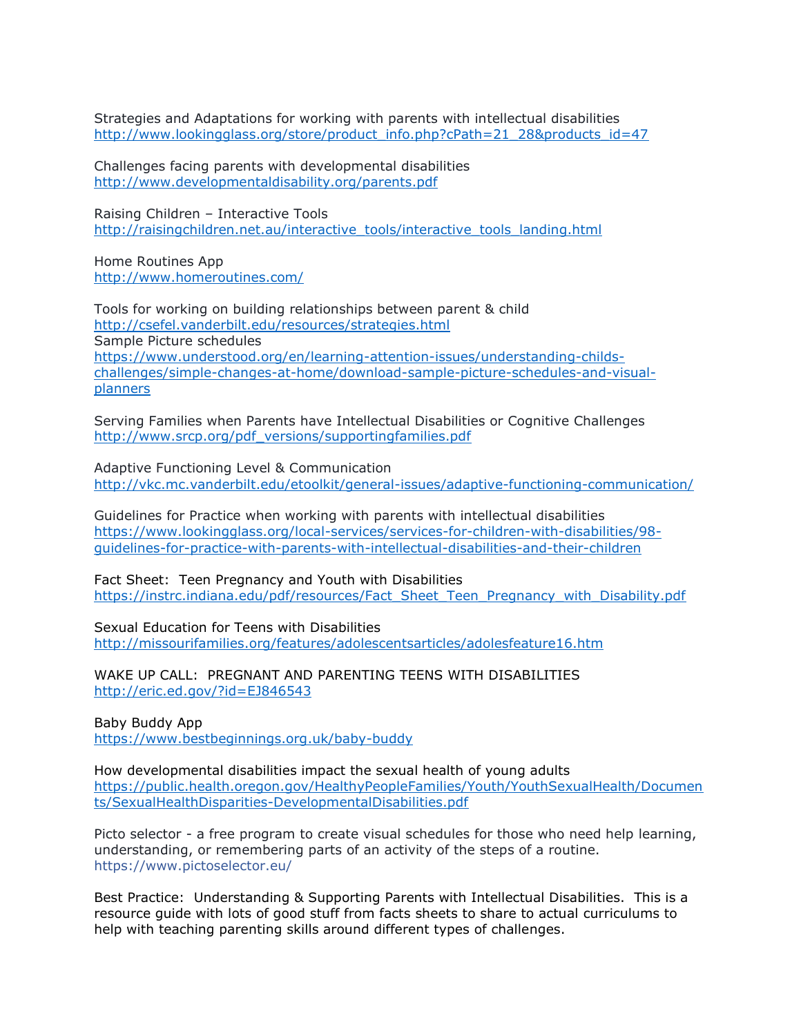Strategies and Adaptations for working with parents with intellectual disabilities
http://www.lookingglass.org/store/product_info.php?cPath=21_28&products_id=47

Challenges facing parents with developmental disabilities
http://www.developmentaldisability.org/parents.pdf

Raising Children – Interactive Tools
http://raisingchildren.net.au/interactive_tools/interactive_tools_landing.html

Home Routines App
http://www.homeroutines.com/

Tools for working on building relationships between parent & child
http://csefel.vanderbilt.edu/resources/strategies.html
Sample Picture schedules
https://www.understood.org/en/learning-attention-issues/understanding-childs-challenges/simple-changes-at-home/download-sample-picture-schedules-and-visual-planners

Serving Families when Parents have Intellectual Disabilities or Cognitive Challenges
http://www.srcp.org/pdf_versions/supportingfamilies.pdf

Adaptive Functioning Level & Communication
http://vkc.mc.vanderbilt.edu/etoolkit/general-issues/adaptive-functioning-communication/

Guidelines for Practice when working with parents with intellectual disabilities
https://www.lookingglass.org/local-services/services-for-children-with-disabilities/98-guidelines-for-practice-with-parents-with-intellectual-disabilities-and-their-children

Fact Sheet: Teen Pregnancy and Youth with Disabilities
https://instrc.indiana.edu/pdf/resources/Fact_Sheet_Teen_Pregnancy_with_Disability.pdf

Sexual Education for Teens with Disabilities
http://missourifamilies.org/features/adolescentsarticles/adolesfeature16.htm

WAKE UP CALL: PREGNANT AND PARENTING TEENS WITH DISABILITIES
http://eric.ed.gov/?id=EJ846543

Baby Buddy App
https://www.bestbeginnings.org.uk/baby-buddy

How developmental disabilities impact the sexual health of young adults
https://public.health.oregon.gov/HealthyPeopleFamilies/Youth/YouthSexualHealth/Documents/SexualHealthDisparities-DevelopmentalDisabilities.pdf

Picto selector - a free program to create visual schedules for those who need help learning, understanding, or remembering parts of an activity of the steps of a routine.
https://www.pictoselector.eu/

Best Practice: Understanding & Supporting Parents with Intellectual Disabilities. This is a resource guide with lots of good stuff from facts sheets to share to actual curriculums to help with teaching parenting skills around different types of challenges.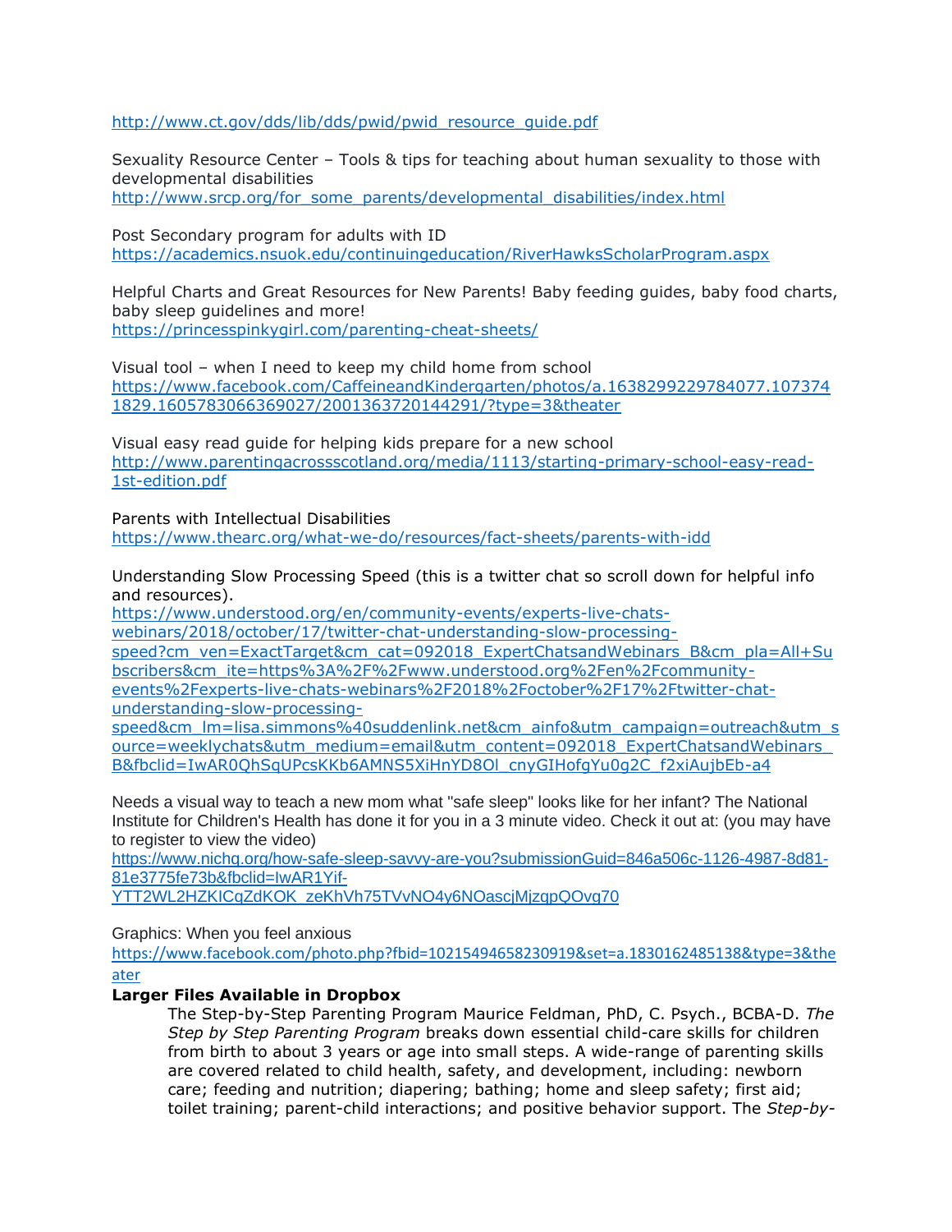http://www.ct.gov/dds/lib/dds/pwid/pwid_resource_guide.pdf

Sexuality Resource Center – Tools & tips for teaching about human sexuality to those with developmental disabilities
http://www.srcp.org/for_some_parents/developmental_disabilities/index.html

Post Secondary program for adults with ID
https://academics.nsuok.edu/continuingeducation/RiverHawksScholarProgram.aspx

Helpful Charts and Great Resources for New Parents! Baby feeding guides, baby food charts, baby sleep guidelines and more!
https://princesspinkygirl.com/parenting-cheat-sheets/

Visual tool – when I need to keep my child home from school
https://www.facebook.com/CaffeineandKindergarten/photos/a.1638299229784077.1073741829.1605783066369027/2001363720144291/?type=3&theater

Visual easy read guide for helping kids prepare for a new school
http://www.parentingacrossscotland.org/media/1113/starting-primary-school-easy-read-1st-edition.pdf

Parents with Intellectual Disabilities
https://www.thearc.org/what-we-do/resources/fact-sheets/parents-with-idd

Understanding Slow Processing Speed (this is a twitter chat so scroll down for helpful info and resources).
https://www.understood.org/en/community-events/experts-live-chats-webinars/2018/october/17/twitter-chat-understanding-slow-processing-speed?cm_ven=ExactTarget&cm_cat=092018_ExpertChatsandWebinars_B&cm_pla=All+Subscribers&cm_ite=https%3A%2F%2Fwww.understood.org%2Fen%2Fcommunity-events%2Fexperts-live-chats-webinars%2F2018%2Foctober%2F17%2Ftwitter-chat-understanding-slow-processing-speed&cm_lm=lisa.simmons%40suddenlink.net&cm_ainfo&utm_campaign=outreach&utm_source=weeklychats&utm_medium=email&utm_content=092018_ExpertChatsandWebinars_B&fbclid=IwAR0QhSqUPcsKKb6AMNS5XiHnYD8Ol_cnyGIHofgYu0g2C_f2xiAujbEb-a4

Needs a visual way to teach a new mom what "safe sleep" looks like for her infant? The National Institute for Children's Health has done it for you in a 3 minute video. Check it out at: (you may have to register to view the video)
https://www.nichq.org/how-safe-sleep-savvy-are-you?submissionGuid=846a506c-1126-4987-8d81-81e3775fe73b&fbclid=IwAR1Yif-YTT2WL2HZKICqZdKOK_zeKhVh75TVvNO4y6NOascjMjzgpQOvg70

Graphics: When you feel anxious
https://www.facebook.com/photo.php?fbid=10215494658230919&set=a.1830162485138&type=3&theater

**Larger Files Available in Dropbox**

The Step-by-Step Parenting Program Maurice Feldman, PhD, C. Psych., BCBA-D. *The Step by Step Parenting Program* breaks down essential child-care skills for children from birth to about 3 years or age into small steps. A wide-range of parenting skills are covered related to child health, safety, and development, including: newborn care; feeding and nutrition; diapering; bathing; home and sleep safety; first aid; toilet training; parent-child interactions; and positive behavior support. The *Step-by-*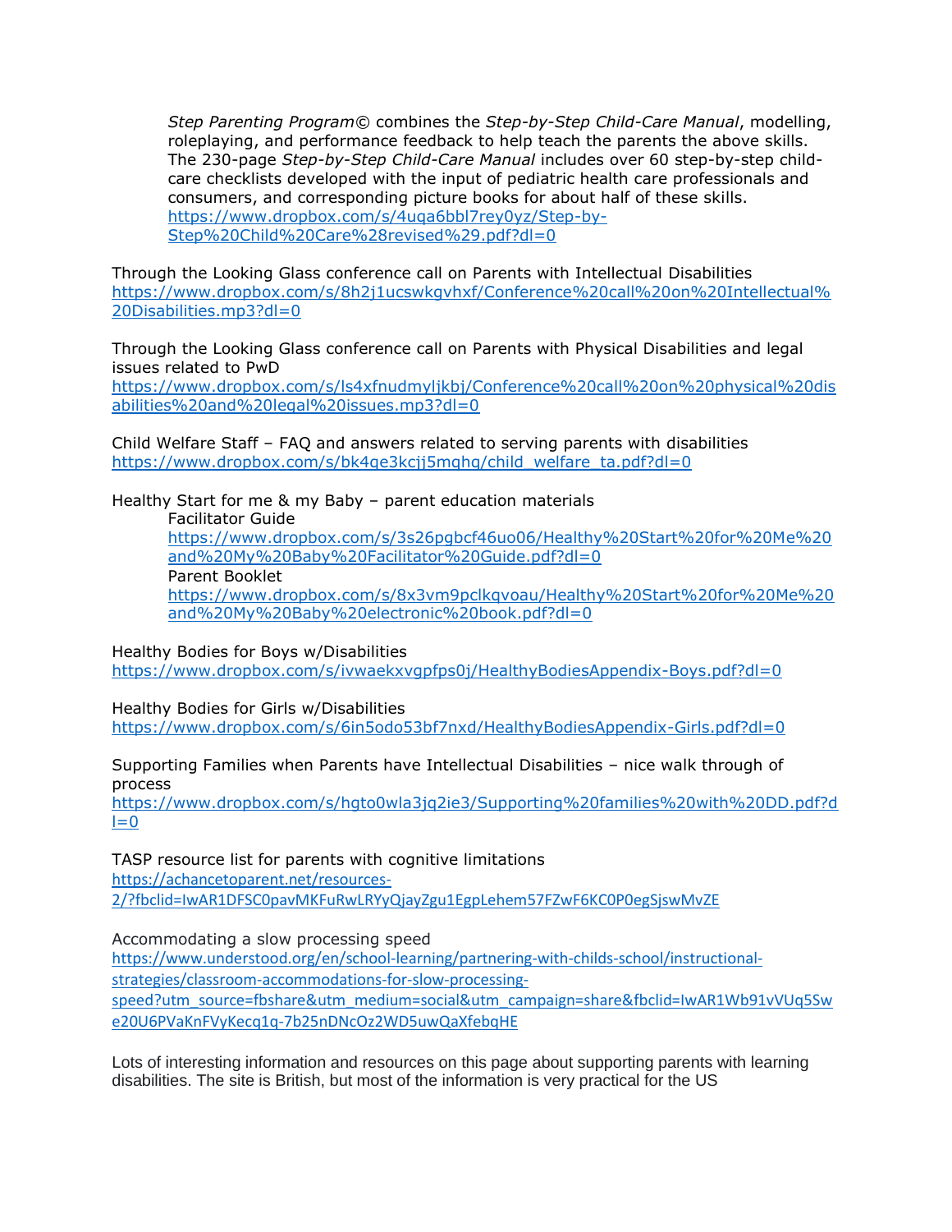*Step Parenting Program©* combines the *Step-by-Step Child-Care Manual*, modelling, roleplaying, and performance feedback to help teach the parents the above skills. The 230-page *Step-by-Step Child-Care Manual* includes over 60 step-by-step child-care checklists developed with the input of pediatric health care professionals and consumers, and corresponding picture books for about half of these skills.
https://www.dropbox.com/s/4uqa6bbl7rey0yz/Step-by-Step%20Child%20Care%28revised%29.pdf?dl=0

Through the Looking Glass conference call on Parents with Intellectual Disabilities
https://www.dropbox.com/s/8h2j1ucswkgvhxf/Conference%20call%20on%20Intellectual%20Disabilities.mp3?dl=0

Through the Looking Glass conference call on Parents with Physical Disabilities and legal issues related to PwD
https://www.dropbox.com/s/ls4xfnudmyljkbj/Conference%20call%20on%20physical%20disabilities%20and%20legal%20issues.mp3?dl=0

Child Welfare Staff – FAQ and answers related to serving parents with disabilities
https://www.dropbox.com/s/bk4qe3kcjj5mqhq/child_welfare_ta.pdf?dl=0

Healthy Start for me & my Baby – parent education materials

Facilitator Guide
https://www.dropbox.com/s/3s26pgbcf46uo06/Healthy%20Start%20for%20Me%20and%20My%20Baby%20Facilitator%20Guide.pdf?dl=0

Parent Booklet
https://www.dropbox.com/s/8x3vm9pclkqvoau/Healthy%20Start%20for%20Me%20and%20My%20Baby%20electronic%20book.pdf?dl=0

Healthy Bodies for Boys w/Disabilities
https://www.dropbox.com/s/ivwaekxvgpfps0j/HealthyBodiesAppendix-Boys.pdf?dl=0

Healthy Bodies for Girls w/Disabilities
https://www.dropbox.com/s/6in5odo53bf7nxd/HealthyBodiesAppendix-Girls.pdf?dl=0

Supporting Families when Parents have Intellectual Disabilities – nice walk through of process
https://www.dropbox.com/s/hgto0wla3jq2ie3/Supporting%20families%20with%20DD.pdf?dl=0

TASP resource list for parents with cognitive limitations
https://achancetoparent.net/resources-2/?fbclid=IwAR1DFSC0pavMKFuRwLRYyQjayZgu1EgpLehem57FZwF6KC0P0egSjswMvZE

Accommodating a slow processing speed
https://www.understood.org/en/school-learning/partnering-with-childs-school/instructional-strategies/classroom-accommodations-for-slow-processing-speed?utm_source=fbshare&utm_medium=social&utm_campaign=share&fbclid=IwAR1Wb91vVUq5Swe20U6PVaKnFVyKecq1q-7b25nDNcOz2WD5uwQaXfebqHE

Lots of interesting information and resources on this page about supporting parents with learning disabilities. The site is British, but most of the information is very practical for the US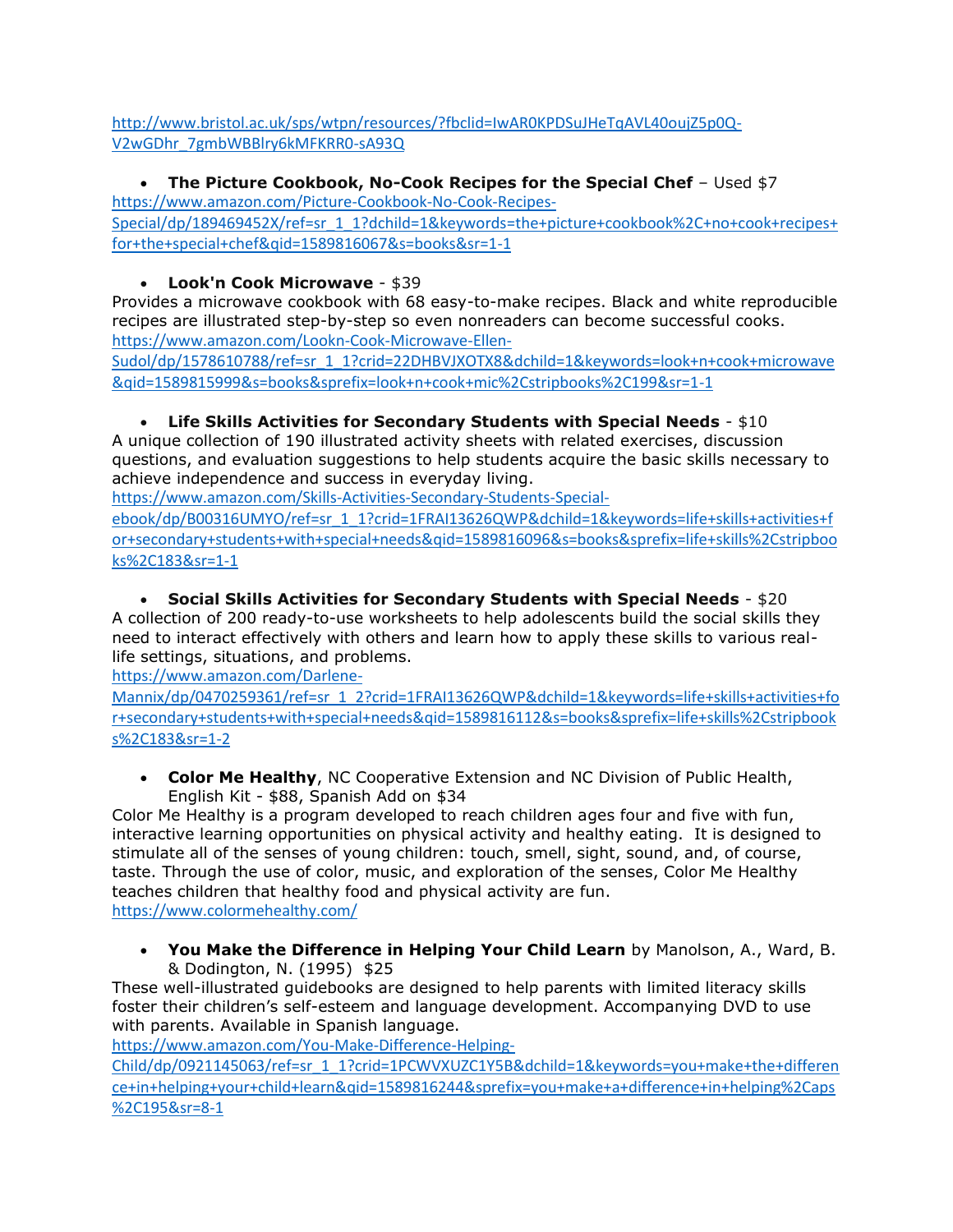http://www.bristol.ac.uk/sps/wtpn/resources/?fbclid=IwAR0KPDSuJHeTqAVL40oujZ5p0Q-V2wGDhr_7gmbWBBlry6kMFKRR0-sA93Q

- **The Picture Cookbook, No-Cook Recipes for the Special Chef** – Used $7

https://www.amazon.com/Picture-Cookbook-No-Cook-Recipes-Special/dp/189469452X/ref=sr_1_1?dchild=1&keywords=the+picture+cookbook%2C+no+cook+recipes+for+the+special+chef&qid=1589816067&s=books&sr=1-1

- **Look'n Cook Microwave** - $39

Provides a microwave cookbook with 68 easy-to-make recipes. Black and white reproducible recipes are illustrated step-by-step so even nonreaders can become successful cooks.
https://www.amazon.com/Lookn-Cook-Microwave-Ellen-Sudol/dp/1578610788/ref=sr_1_1?crid=22DHBVJXOTX8&dchild=1&keywords=look+n+cook+microwave&qid=1589815999&s=books&sprefix=look+n+cook+mic%2Cstripbooks%2C199&sr=1-1

- **Life Skills Activities for Secondary Students with Special Needs** - $10

A unique collection of 190 illustrated activity sheets with related exercises, discussion questions, and evaluation suggestions to help students acquire the basic skills necessary to achieve independence and success in everyday living.
https://www.amazon.com/Skills-Activities-Secondary-Students-Special-ebook/dp/B00316UMYO/ref=sr_1_1?crid=1FRAI13626QWP&dchild=1&keywords=life+skills+activities+for+secondary+students+with+special+needs&qid=1589816096&s=books&sprefix=life+skills%2Cstripbooks%2C183&sr=1-1

- **Social Skills Activities for Secondary Students with Special Needs** - $20

A collection of 200 ready-to-use worksheets to help adolescents build the social skills they need to interact effectively with others and learn how to apply these skills to various real-life settings, situations, and problems.
https://www.amazon.com/Darlene-Mannix/dp/0470259361/ref=sr_1_2?crid=1FRAI13626QWP&dchild=1&keywords=life+skills+activities+for+secondary+students+with+special+needs&qid=1589816112&s=books&sprefix=life+skills%2Cstripbooks%2C183&sr=1-2

- **Color Me Healthy**, NC Cooperative Extension and NC Division of Public Health, English Kit - $88, Spanish Add on $34

Color Me Healthy is a program developed to reach children ages four and five with fun, interactive learning opportunities on physical activity and healthy eating. It is designed to stimulate all of the senses of young children: touch, smell, sight, sound, and, of course, taste. Through the use of color, music, and exploration of the senses, Color Me Healthy teaches children that healthy food and physical activity are fun.
https://www.colormehealthy.com/

- **You Make the Difference in Helping Your Child Learn** by Manolson, A., Ward, B. & Dodington, N. (1995) $25

These well-illustrated guidebooks are designed to help parents with limited literacy skills foster their children's self-esteem and language development. Accompanying DVD to use with parents. Available in Spanish language.
https://www.amazon.com/You-Make-Difference-Helping-Child/dp/0921145063/ref=sr_1_1?crid=1PCWVXUZC1Y5B&dchild=1&keywords=you+make+the+difference+in+helping+your+child+learn&qid=1589816244&sprefix=you+make+a+difference+in+helping%2Caps%2C195&sr=8-1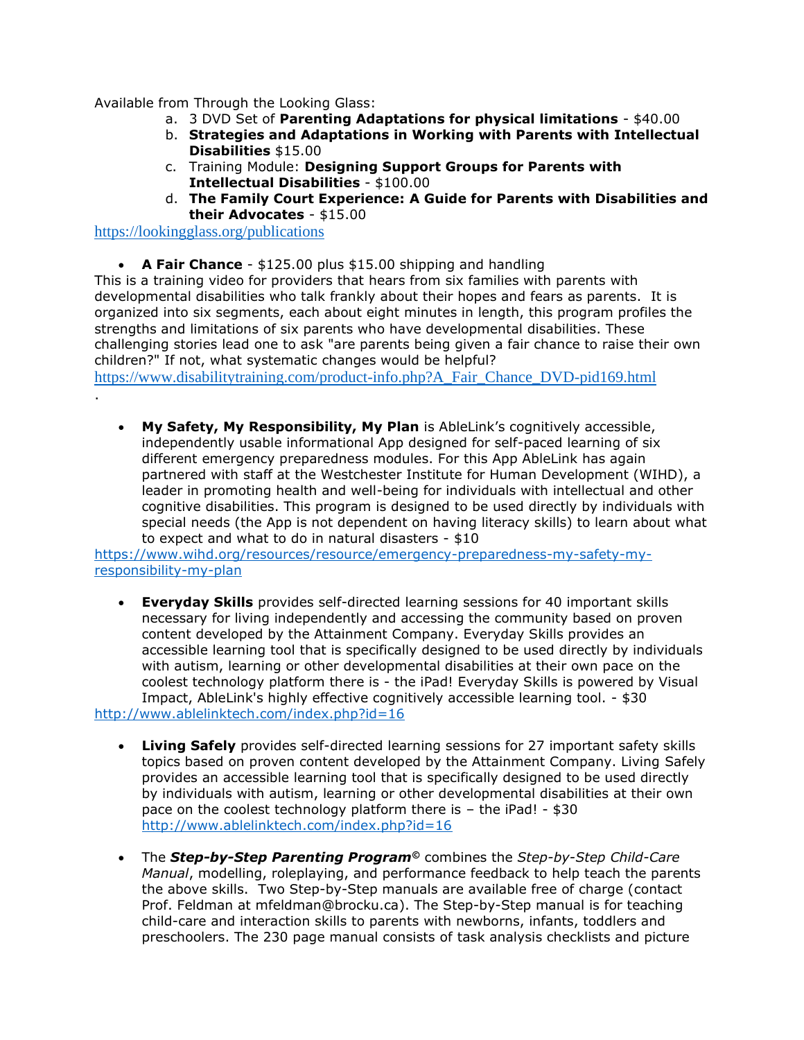Available from Through the Looking Glass:

a. 3 DVD Set of **Parenting Adaptations for physical limitations** - $40.00
b. **Strategies and Adaptations in Working with Parents with Intellectual Disabilities** $15.00
c. Training Module: **Designing Support Groups for Parents with Intellectual Disabilities** - $100.00
d. **The Family Court Experience: A Guide for Parents with Disabilities and their Advocates** - $15.00

https://lookingglass.org/publications

- **A Fair Chance** - $125.00 plus $15.00 shipping and handling

This is a training video for providers that hears from six families with parents with developmental disabilities who talk frankly about their hopes and fears as parents. It is organized into six segments, each about eight minutes in length, this program profiles the strengths and limitations of six parents who have developmental disabilities. These challenging stories lead one to ask "are parents being given a fair chance to raise their own children?" If not, what systematic changes would be helpful?
https://www.disabilitytraining.com/product-info.php?A_Fair_Chance_DVD-pid169.html
.

- **My Safety, My Responsibility, My Plan** is AbleLink's cognitively accessible, independently usable informational App designed for self-paced learning of six different emergency preparedness modules. For this App AbleLink has again partnered with staff at the Westchester Institute for Human Development (WIHD), a leader in promoting health and well-being for individuals with intellectual and other cognitive disabilities. This program is designed to be used directly by individuals with special needs (the App is not dependent on having literacy skills) to learn about what to expect and what to do in natural disasters - $10

https://www.wihd.org/resources/resource/emergency-preparedness-my-safety-my-responsibility-my-plan

- **Everyday Skills** provides self-directed learning sessions for 40 important skills necessary for living independently and accessing the community based on proven content developed by the Attainment Company. Everyday Skills provides an accessible learning tool that is specifically designed to be used directly by individuals with autism, learning or other developmental disabilities at their own pace on the coolest technology platform there is - the iPad! Everyday Skills is powered by Visual Impact, AbleLink's highly effective cognitively accessible learning tool. - $30

http://www.ablelinktech.com/index.php?id=16

- **Living Safely** provides self-directed learning sessions for 27 important safety skills topics based on proven content developed by the Attainment Company. Living Safely provides an accessible learning tool that is specifically designed to be used directly by individuals with autism, learning or other developmental disabilities at their own pace on the coolest technology platform there is – the iPad! - $30 http://www.ablelinktech.com/index.php?id=16

- The ***Step-by-Step Parenting Program***© combines the *Step-by-Step Child-Care Manual*, modelling, roleplaying, and performance feedback to help teach the parents the above skills. Two Step-by-Step manuals are available free of charge (contact Prof. Feldman at mfeldman@brocku.ca). The Step-by-Step manual is for teaching child-care and interaction skills to parents with newborns, infants, toddlers and preschoolers. The 230 page manual consists of task analysis checklists and picture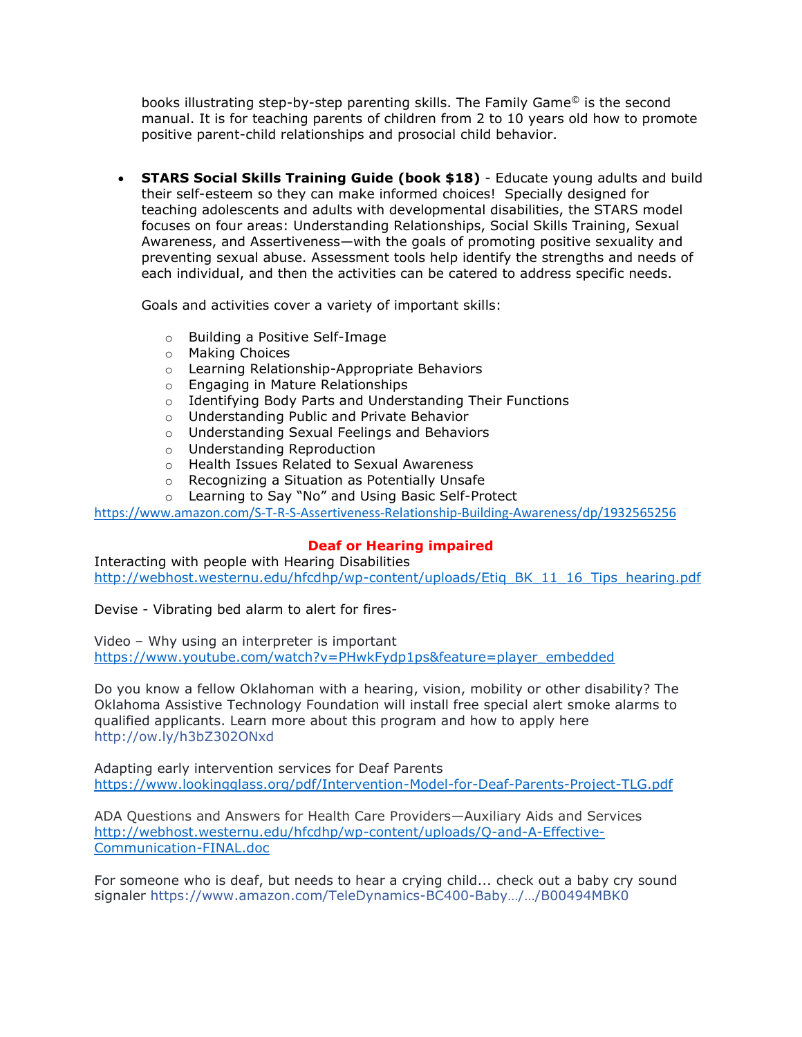books illustrating step-by-step parenting skills. The Family Game© is the second manual. It is for teaching parents of children from 2 to 10 years old how to promote positive parent-child relationships and prosocial child behavior.

- **STARS Social Skills Training Guide (book $18)** - Educate young adults and build their self-esteem so they can make informed choices! Specially designed for teaching adolescents and adults with developmental disabilities, the STARS model focuses on four areas: Understanding Relationships, Social Skills Training, Sexual Awareness, and Assertiveness—with the goals of promoting positive sexuality and preventing sexual abuse. Assessment tools help identify the strengths and needs of each individual, and then the activities can be catered to address specific needs.

  Goals and activities cover a variety of important skills:

  - Building a Positive Self-Image
  - Making Choices
  - Learning Relationship-Appropriate Behaviors
  - Engaging in Mature Relationships
  - Identifying Body Parts and Understanding Their Functions
  - Understanding Public and Private Behavior
  - Understanding Sexual Feelings and Behaviors
  - Understanding Reproduction
  - Health Issues Related to Sexual Awareness
  - Recognizing a Situation as Potentially Unsafe
  - Learning to Say "No" and Using Basic Self-Protect

https://www.amazon.com/S-T-R-S-Assertiveness-Relationship-Building-Awareness/dp/1932565256

## Deaf or Hearing impaired

Interacting with people with Hearing Disabilities
http://webhost.westernu.edu/hfcdhp/wp-content/uploads/Etiq_BK_11_16_Tips_hearing.pdf

Devise - Vibrating bed alarm to alert for fires-

Video – Why using an interpreter is important
https://www.youtube.com/watch?v=PHwkFydp1ps&feature=player_embedded

Do you know a fellow Oklahoman with a hearing, vision, mobility or other disability? The Oklahoma Assistive Technology Foundation will install free special alert smoke alarms to qualified applicants. Learn more about this program and how to apply here
http://ow.ly/h3bZ302ONxd

Adapting early intervention services for Deaf Parents
https://www.lookingglass.org/pdf/Intervention-Model-for-Deaf-Parents-Project-TLG.pdf

ADA Questions and Answers for Health Care Providers—Auxiliary Aids and Services
http://webhost.westernu.edu/hfcdhp/wp-content/uploads/Q-and-A-Effective-Communication-FINAL.doc

For someone who is deaf, but needs to hear a crying child... check out a baby cry sound signaler https://www.amazon.com/TeleDynamics-BC400-Baby…/…/B00494MBK0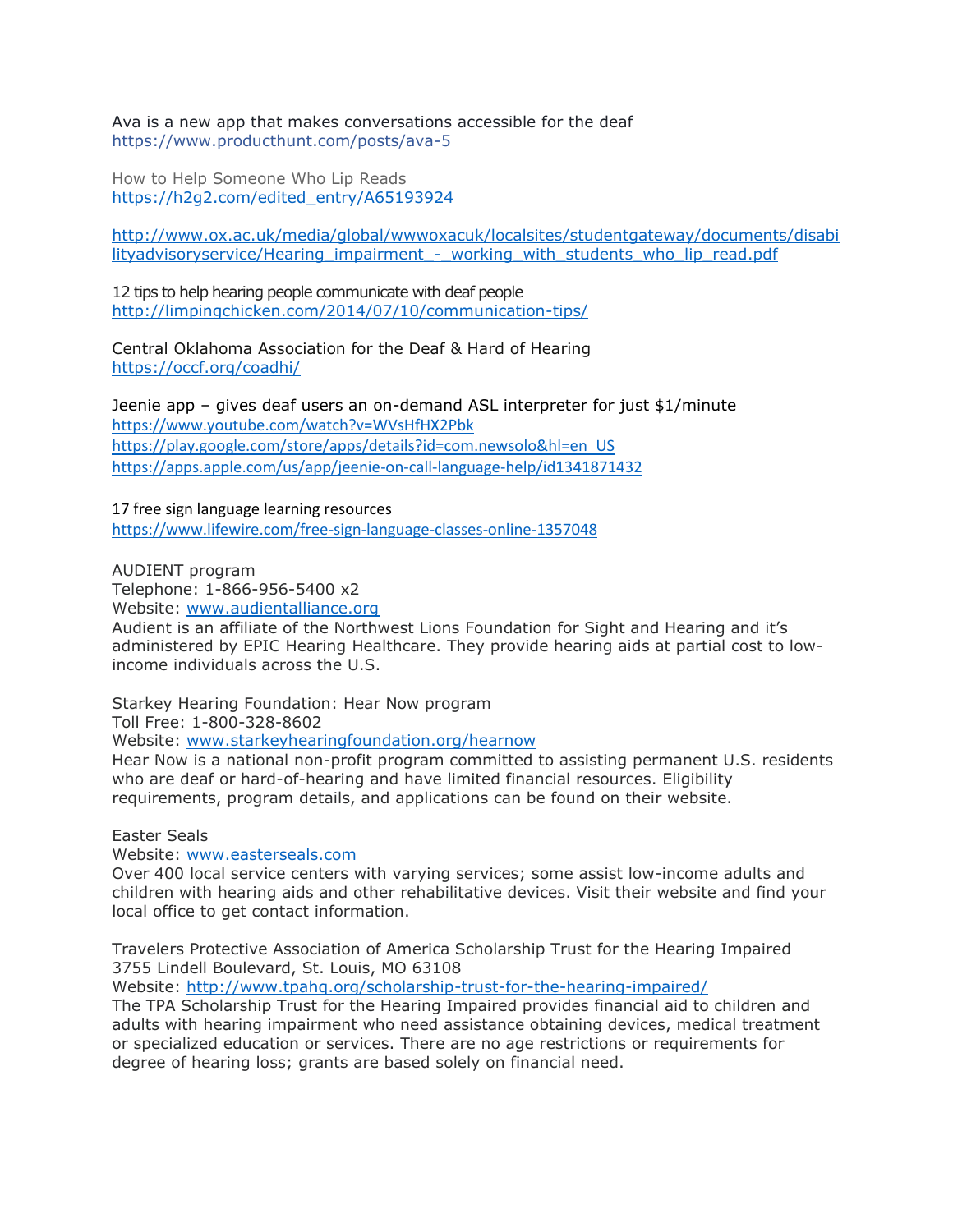Ava is a new app that makes conversations accessible for the deaf
https://www.producthunt.com/posts/ava-5

How to Help Someone Who Lip Reads
https://h2g2.com/edited_entry/A65193924

http://www.ox.ac.uk/media/global/wwwoxacuk/localsites/studentgateway/documents/disabilityadvisoryservice/Hearing_impairment_-_working_with_students_who_lip_read.pdf

12 tips to help hearing people communicate with deaf people
http://limpingchicken.com/2014/07/10/communication-tips/

Central Oklahoma Association for the Deaf & Hard of Hearing
https://occf.org/coadhi/

Jeenie app – gives deaf users an on-demand ASL interpreter for just $1/minute
https://www.youtube.com/watch?v=WVsHfHX2Pbk
https://play.google.com/store/apps/details?id=com.newsolo&hl=en_US
https://apps.apple.com/us/app/jeenie-on-call-language-help/id1341871432

17 free sign language learning resources
https://www.lifewire.com/free-sign-language-classes-online-1357048

AUDIENT program
Telephone: 1-866-956-5400 x2
Website: www.audientalliance.org
Audient is an affiliate of the Northwest Lions Foundation for Sight and Hearing and it's administered by EPIC Hearing Healthcare. They provide hearing aids at partial cost to low-income individuals across the U.S.

Starkey Hearing Foundation: Hear Now program
Toll Free: 1-800-328-8602
Website: www.starkeyhearingfoundation.org/hearnow
Hear Now is a national non-profit program committed to assisting permanent U.S. residents who are deaf or hard-of-hearing and have limited financial resources. Eligibility requirements, program details, and applications can be found on their website.

Easter Seals
Website: www.easterseals.com
Over 400 local service centers with varying services; some assist low-income adults and children with hearing aids and other rehabilitative devices. Visit their website and find your local office to get contact information.

Travelers Protective Association of America Scholarship Trust for the Hearing Impaired
3755 Lindell Boulevard, St. Louis, MO 63108
Website: http://www.tpahq.org/scholarship-trust-for-the-hearing-impaired/
The TPA Scholarship Trust for the Hearing Impaired provides financial aid to children and adults with hearing impairment who need assistance obtaining devices, medical treatment or specialized education or services. There are no age restrictions or requirements for degree of hearing loss; grants are based solely on financial need.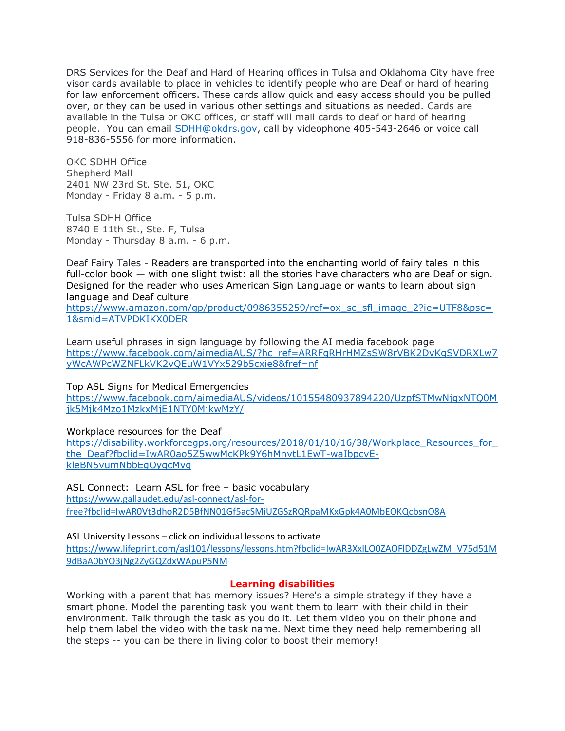DRS Services for the Deaf and Hard of Hearing offices in Tulsa and Oklahoma City have free visor cards available to place in vehicles to identify people who are Deaf or hard of hearing for law enforcement officers. These cards allow quick and easy access should you be pulled over, or they can be used in various other settings and situations as needed. Cards are available in the Tulsa or OKC offices, or staff will mail cards to deaf or hard of hearing people. You can email SDHH@okdrs.gov, call by videophone 405-543-2646 or voice call 918-836-5556 for more information.

OKC SDHH Office
Shepherd Mall
2401 NW 23rd St. Ste. 51, OKC
Monday - Friday 8 a.m. - 5 p.m.

Tulsa SDHH Office
8740 E 11th St., Ste. F, Tulsa
Monday - Thursday 8 a.m. - 6 p.m.

Deaf Fairy Tales - Readers are transported into the enchanting world of fairy tales in this full-color book — with one slight twist: all the stories have characters who are Deaf or sign. Designed for the reader who uses American Sign Language or wants to learn about sign language and Deaf culture
https://www.amazon.com/gp/product/0986355259/ref=ox_sc_sfl_image_2?ie=UTF8&psc=1&smid=ATVPDKIKX0DER

Learn useful phrases in sign language by following the AI media facebook page
https://www.facebook.com/aimediaAUS/?hc_ref=ARRFqRHrHMZsSW8rVBK2DvKgSVDRXLw7yWcAWPcWZNFLkVK2vQEuW1VYx529b5cxie8&fref=nf

Top ASL Signs for Medical Emergencies
https://www.facebook.com/aimediaAUS/videos/10155480937894220/UzpfSTMwNjgxNTQ0Mjk5Mjk4Mzo1MzkxMjE1NTY0MjkwMzY/

Workplace resources for the Deaf
https://disability.workforcegps.org/resources/2018/01/10/16/38/Workplace_Resources_for_the_Deaf?fbclid=IwAR0ao5Z5wwMcKPk9Y6hMnvtL1EwT-waIbpcvE-kleBN5vumNbbEgOygcMvg

ASL Connect: Learn ASL for free – basic vocabulary
https://www.gallaudet.edu/asl-connect/asl-for-free?fbclid=IwAR0Vt3dhoR2D5BfNN01Gf5acSMiUZGSzRQRpaMKxGpk4A0MbEOKQcbsnO8A

ASL University Lessons – click on individual lessons to activate
https://www.lifeprint.com/asl101/lessons/lessons.htm?fbclid=IwAR3XxILO0ZAOFlDDZgLwZM_V75d51M9dBaA0bYO3jNg2ZyGQZdxWApuP5NM

## Learning disabilities

Working with a parent that has memory issues? Here's a simple strategy if they have a smart phone. Model the parenting task you want them to learn with their child in their environment. Talk through the task as you do it. Let them video you on their phone and help them label the video with the task name. Next time they need help remembering all the steps -- you can be there in living color to boost their memory!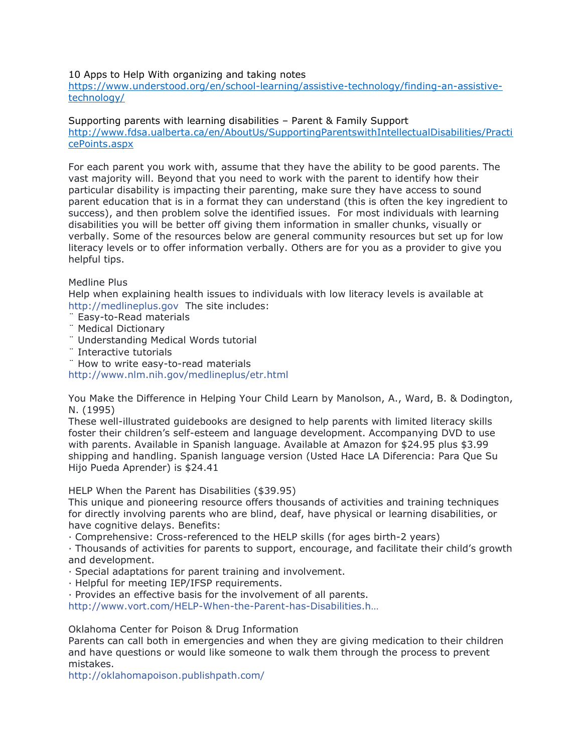10 Apps to Help With organizing and taking notes
https://www.understood.org/en/school-learning/assistive-technology/finding-an-assistive-technology/

Supporting parents with learning disabilities – Parent & Family Support
http://www.fdsa.ualberta.ca/en/AboutUs/SupportingParentswithIntellectualDisabilities/PracticePoints.aspx

For each parent you work with, assume that they have the ability to be good parents. The vast majority will. Beyond that you need to work with the parent to identify how their particular disability is impacting their parenting, make sure they have access to sound parent education that is in a format they can understand (this is often the key ingredient to success), and then problem solve the identified issues. For most individuals with learning disabilities you will be better off giving them information in smaller chunks, visually or verbally. Some of the resources below are general community resources but set up for low literacy levels or to offer information verbally. Others are for you as a provider to give you helpful tips.

Medline Plus
Help when explaining health issues to individuals with low literacy levels is available at http://medlineplus.gov The site includes:

- Easy-to-Read materials
- Medical Dictionary
- Understanding Medical Words tutorial
- Interactive tutorials
- How to write easy-to-read materials

http://www.nlm.nih.gov/medlineplus/etr.html

You Make the Difference in Helping Your Child Learn by Manolson, A., Ward, B. & Dodington, N. (1995)
These well-illustrated guidebooks are designed to help parents with limited literacy skills foster their children's self-esteem and language development. Accompanying DVD to use with parents. Available in Spanish language. Available at Amazon for $24.95 plus $3.99 shipping and handling. Spanish language version (Usted Hace LA Diferencia: Para Que Su Hijo Pueda Aprender) is $24.41

HELP When the Parent has Disabilities ($39.95)
This unique and pioneering resource offers thousands of activities and training techniques for directly involving parents who are blind, deaf, have physical or learning disabilities, or have cognitive delays. Benefits:

- Comprehensive: Cross-referenced to the HELP skills (for ages birth-2 years)
- Thousands of activities for parents to support, encourage, and facilitate their child's growth and development.
- Special adaptations for parent training and involvement.
- Helpful for meeting IEP/IFSP requirements.
- Provides an effective basis for the involvement of all parents.

http://www.vort.com/HELP-When-the-Parent-has-Disabilities.h…

Oklahoma Center for Poison & Drug Information
Parents can call both in emergencies and when they are giving medication to their children and have questions or would like someone to walk them through the process to prevent mistakes.
http://oklahomapoison.publishpath.com/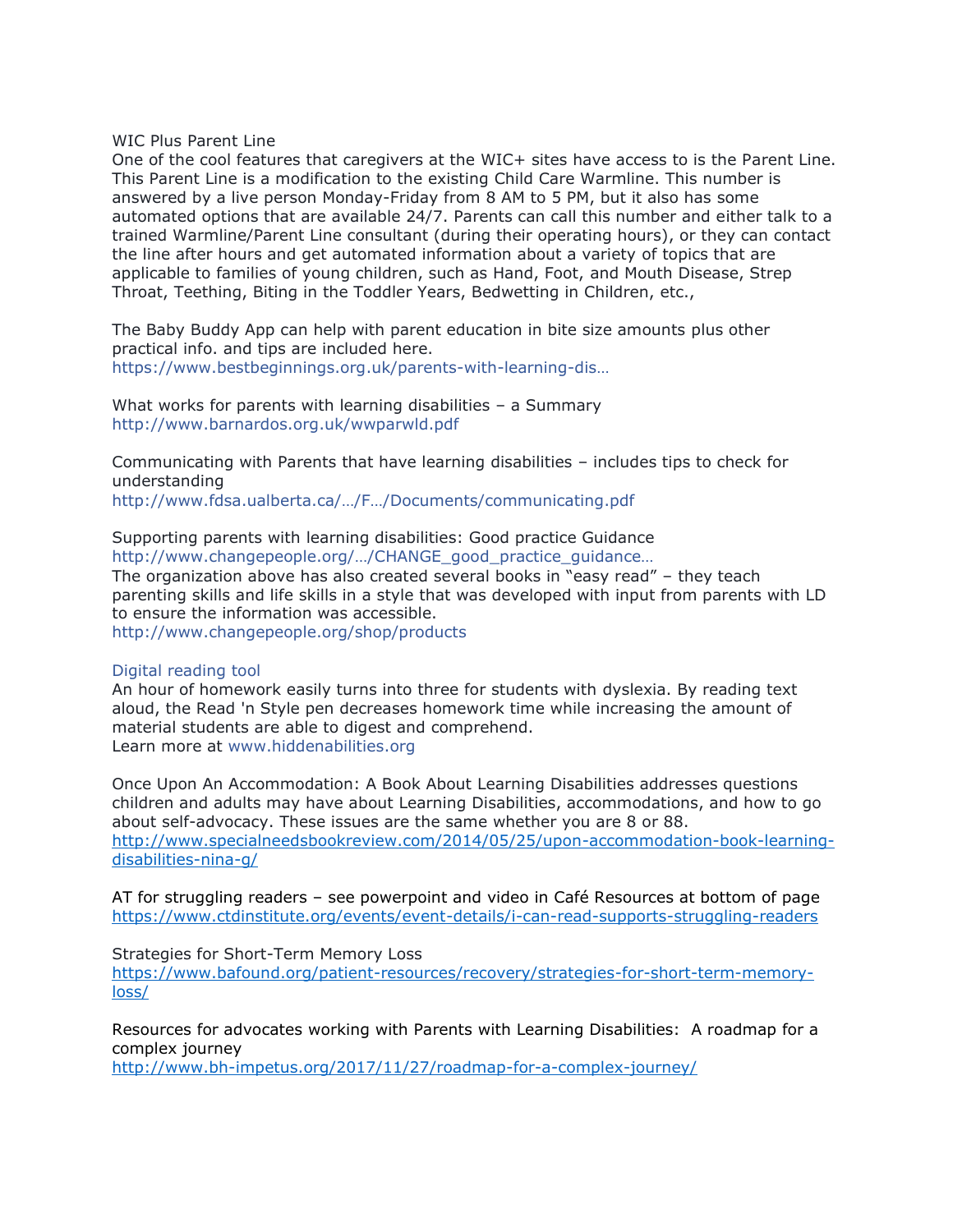WIC Plus Parent Line
One of the cool features that caregivers at the WIC+ sites have access to is the Parent Line. This Parent Line is a modification to the existing Child Care Warmline. This number is answered by a live person Monday-Friday from 8 AM to 5 PM, but it also has some automated options that are available 24/7. Parents can call this number and either talk to a trained Warmline/Parent Line consultant (during their operating hours), or they can contact the line after hours and get automated information about a variety of topics that are applicable to families of young children, such as Hand, Foot, and Mouth Disease, Strep Throat, Teething, Biting in the Toddler Years, Bedwetting in Children, etc.,

The Baby Buddy App can help with parent education in bite size amounts plus other practical info. and tips are included here.
https://www.bestbeginnings.org.uk/parents-with-learning-dis…

What works for parents with learning disabilities – a Summary
http://www.barnardos.org.uk/wwparwld.pdf

Communicating with Parents that have learning disabilities – includes tips to check for understanding
http://www.fdsa.ualberta.ca/…/F…/Documents/communicating.pdf

Supporting parents with learning disabilities: Good practice Guidance
http://www.changepeople.org/…/CHANGE_good_practice_guidance…
The organization above has also created several books in "easy read" – they teach parenting skills and life skills in a style that was developed with input from parents with LD to ensure the information was accessible.
http://www.changepeople.org/shop/products

Digital reading tool
An hour of homework easily turns into three for students with dyslexia. By reading text aloud, the Read 'n Style pen decreases homework time while increasing the amount of material students are able to digest and comprehend.
Learn more at www.hiddenabilities.org

Once Upon An Accommodation: A Book About Learning Disabilities addresses questions children and adults may have about Learning Disabilities, accommodations, and how to go about self-advocacy. These issues are the same whether you are 8 or 88.
http://www.specialneedsbookreview.com/2014/05/25/upon-accommodation-book-learning-disabilities-nina-g/

AT for struggling readers – see powerpoint and video in Café Resources at bottom of page
https://www.ctdinstitute.org/events/event-details/i-can-read-supports-struggling-readers

Strategies for Short-Term Memory Loss
https://www.bafound.org/patient-resources/recovery/strategies-for-short-term-memory-loss/

Resources for advocates working with Parents with Learning Disabilities: A roadmap for a complex journey
http://www.bh-impetus.org/2017/11/27/roadmap-for-a-complex-journey/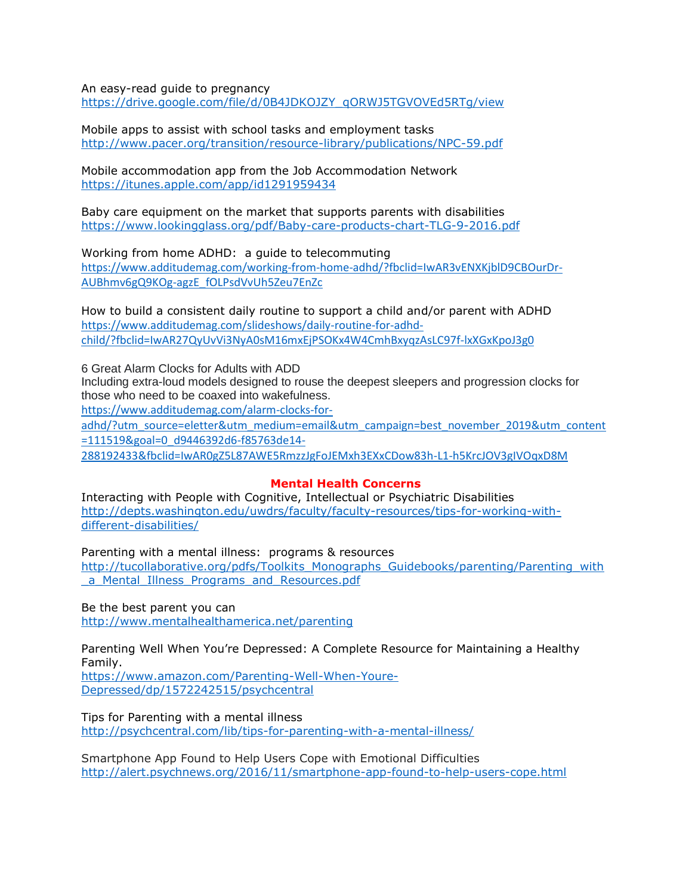An easy-read guide to pregnancy
https://drive.google.com/file/d/0B4JDKOJZY_qORWJ5TGVOVEd5RTg/view

Mobile apps to assist with school tasks and employment tasks
http://www.pacer.org/transition/resource-library/publications/NPC-59.pdf

Mobile accommodation app from the Job Accommodation Network
https://itunes.apple.com/app/id1291959434

Baby care equipment on the market that supports parents with disabilities
https://www.lookingglass.org/pdf/Baby-care-products-chart-TLG-9-2016.pdf

Working from home ADHD: a guide to telecommuting
https://www.additudemag.com/working-from-home-adhd/?fbclid=IwAR3vENXKjblD9CBOurDr-AUBhmv6gQ9KOg-agzE_fOLPsdVvUh5Zeu7EnZc

How to build a consistent daily routine to support a child and/or parent with ADHD
https://www.additudemag.com/slideshows/daily-routine-for-adhd-child/?fbclid=IwAR27QyUvVi3NyA0sM16mxEjPSOKx4W4CmhBxyqzAsLC97f-lxXGxKpoJ3g0

6 Great Alarm Clocks for Adults with ADD
Including extra-loud models designed to rouse the deepest sleepers and progression clocks for those who need to be coaxed into wakefulness.
https://www.additudemag.com/alarm-clocks-for-adhd/?utm_source=eletter&utm_medium=email&utm_campaign=best_november_2019&utm_content=111519&goal=0_d9446392d6-f85763de14-288192433&fbclid=IwAR0gZ5L87AWE5RmzzJgFoJEMxh3EXxCDow83h-L1-h5KrcJOV3gIVOqxD8M

## Mental Health Concerns

Interacting with People with Cognitive, Intellectual or Psychiatric Disabilities
http://depts.washington.edu/uwdrs/faculty/faculty-resources/tips-for-working-with-different-disabilities/

Parenting with a mental illness: programs & resources
http://tucollaborative.org/pdfs/Toolkits_Monographs_Guidebooks/parenting/Parenting_with_a_Mental_Illness_Programs_and_Resources.pdf

Be the best parent you can
http://www.mentalhealthamerica.net/parenting

Parenting Well When You're Depressed: A Complete Resource for Maintaining a Healthy Family.
https://www.amazon.com/Parenting-Well-When-Youre-Depressed/dp/1572242515/psychcentral

Tips for Parenting with a mental illness
http://psychcentral.com/lib/tips-for-parenting-with-a-mental-illness/

Smartphone App Found to Help Users Cope with Emotional Difficulties
http://alert.psychnews.org/2016/11/smartphone-app-found-to-help-users-cope.html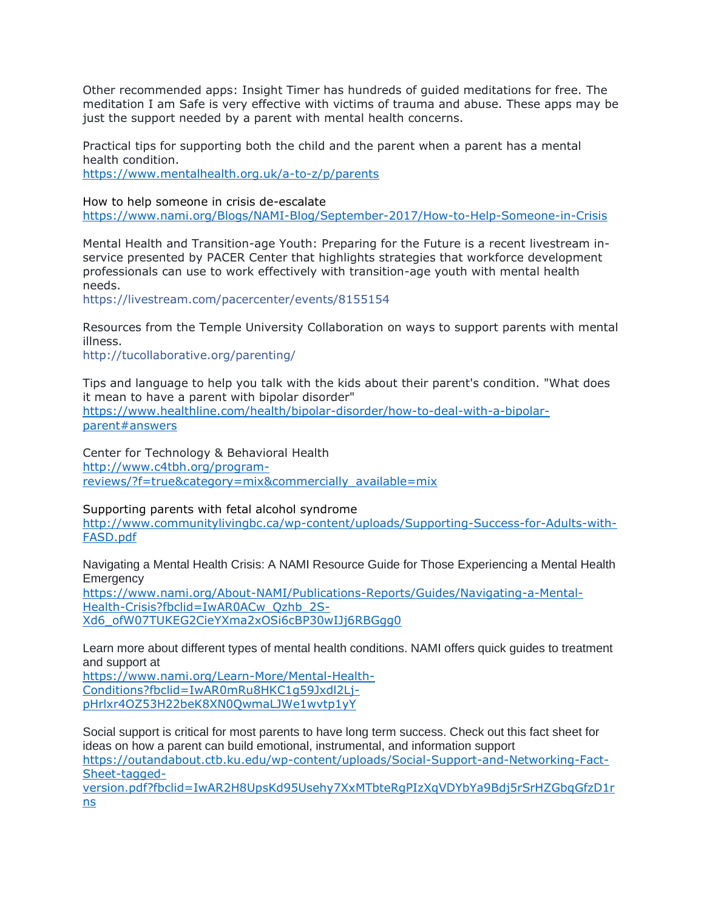Other recommended apps: Insight Timer has hundreds of guided meditations for free. The meditation I am Safe is very effective with victims of trauma and abuse. These apps may be just the support needed by a parent with mental health concerns.

Practical tips for supporting both the child and the parent when a parent has a mental health condition.
https://www.mentalhealth.org.uk/a-to-z/p/parents

How to help someone in crisis de-escalate
https://www.nami.org/Blogs/NAMI-Blog/September-2017/How-to-Help-Someone-in-Crisis

Mental Health and Transition-age Youth: Preparing for the Future is a recent livestream in-service presented by PACER Center that highlights strategies that workforce development professionals can use to work effectively with transition-age youth with mental health needs.
https://livestream.com/pacercenter/events/8155154

Resources from the Temple University Collaboration on ways to support parents with mental illness.
http://tucollaborative.org/parenting/

Tips and language to help you talk with the kids about their parent's condition. "What does it mean to have a parent with bipolar disorder"
https://www.healthline.com/health/bipolar-disorder/how-to-deal-with-a-bipolar-parent#answers

Center for Technology & Behavioral Health
http://www.c4tbh.org/program-reviews/?f=true&category=mix&commercially_available=mix

Supporting parents with fetal alcohol syndrome
http://www.communitylivingbc.ca/wp-content/uploads/Supporting-Success-for-Adults-with-FASD.pdf

Navigating a Mental Health Crisis: A NAMI Resource Guide for Those Experiencing a Mental Health Emergency
https://www.nami.org/About-NAMI/Publications-Reports/Guides/Navigating-a-Mental-Health-Crisis?fbclid=IwAR0ACw_Qzhb_2S-Xd6_ofW07TUKEG2CieYXma2xOSi6cBP30wIJj6RBGgg0

Learn more about different types of mental health conditions. NAMI offers quick guides to treatment and support at
https://www.nami.org/Learn-More/Mental-Health-Conditions?fbclid=IwAR0mRu8HKC1g59Jxdl2Lj-pHrlxr4OZ53H22beK8XN0QwmaLJWe1wvtp1yY

Social support is critical for most parents to have long term success. Check out this fact sheet for ideas on how a parent can build emotional, instrumental, and information support
https://outandabout.ctb.ku.edu/wp-content/uploads/Social-Support-and-Networking-Fact-Sheet-tagged-version.pdf?fbclid=IwAR2H8UpsKd95Usehy7XxMTbteRgPIzXqVDYbYa9Bdj5rSrHZGbqGfzD1rns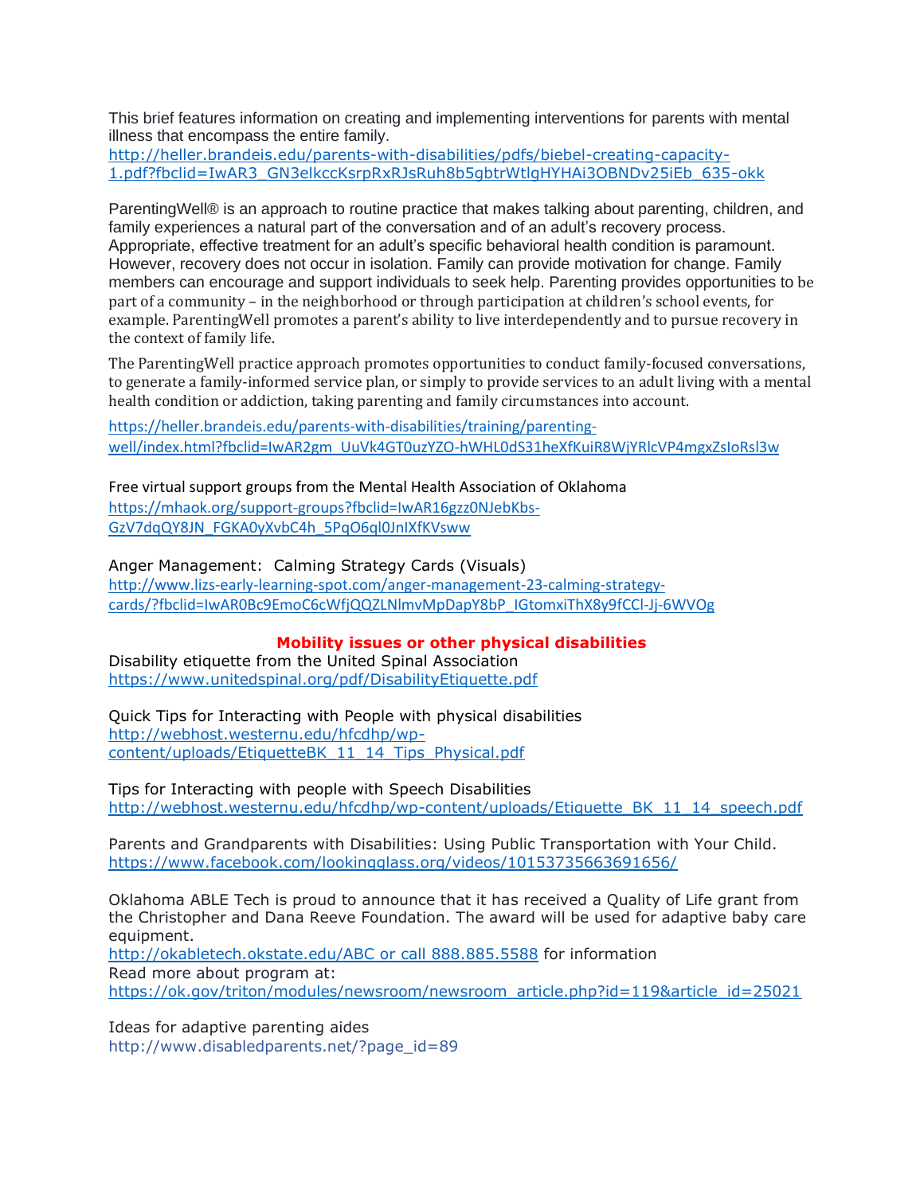This brief features information on creating and implementing interventions for parents with mental illness that encompass the entire family.
http://heller.brandeis.edu/parents-with-disabilities/pdfs/biebel-creating-capacity-1.pdf?fbclid=IwAR3_GN3elkccKsrpRxRJsRuh8b5gbtrWtlgHYHAi3OBNDv25iEb_635-okk

ParentingWell® is an approach to routine practice that makes talking about parenting, children, and family experiences a natural part of the conversation and of an adult's recovery process. Appropriate, effective treatment for an adult's specific behavioral health condition is paramount. However, recovery does not occur in isolation. Family can provide motivation for change. Family members can encourage and support individuals to seek help. Parenting provides opportunities to be part of a community – in the neighborhood or through participation at children's school events, for example. ParentingWell promotes a parent's ability to live interdependently and to pursue recovery in the context of family life.

The ParentingWell practice approach promotes opportunities to conduct family-focused conversations, to generate a family-informed service plan, or simply to provide services to an adult living with a mental health condition or addiction, taking parenting and family circumstances into account.

https://heller.brandeis.edu/parents-with-disabilities/training/parenting-well/index.html?fbclid=IwAR2gm_UuVk4GT0uzYZO-hWHL0dS31heXfKuiR8WjYRlcVP4mgxZsIoRsl3w

Free virtual support groups from the Mental Health Association of Oklahoma
https://mhaok.org/support-groups?fbclid=IwAR16gzz0NJebKbs-GzV7dqQY8JN_FGKA0yXvbC4h_5PqO6ql0JnlXfKVsww

Anger Management: Calming Strategy Cards (Visuals)
http://www.lizs-early-learning-spot.com/anger-management-23-calming-strategy-cards/?fbclid=IwAR0Bc9EmoC6cWfjQQZLNlmvMpDapY8bP_IGtomxiThX8y9fCCl-Jj-6WVOg

## Mobility issues or other physical disabilities

Disability etiquette from the United Spinal Association
https://www.unitedspinal.org/pdf/DisabilityEtiquette.pdf

Quick Tips for Interacting with People with physical disabilities
http://webhost.westernu.edu/hfcdhp/wp-content/uploads/EtiquetteBK_11_14_Tips_Physical.pdf

Tips for Interacting with people with Speech Disabilities
http://webhost.westernu.edu/hfcdhp/wp-content/uploads/Etiquette_BK_11_14_speech.pdf

Parents and Grandparents with Disabilities: Using Public Transportation with Your Child.
https://www.facebook.com/lookingglass.org/videos/10153735663691656/

Oklahoma ABLE Tech is proud to announce that it has received a Quality of Life grant from the Christopher and Dana Reeve Foundation. The award will be used for adaptive baby care equipment.
http://okabletech.okstate.edu/ABC or call 888.885.5588 for information
Read more about program at:
https://ok.gov/triton/modules/newsroom/newsroom_article.php?id=119&article_id=25021

Ideas for adaptive parenting aides
http://www.disabledparents.net/?page_id=89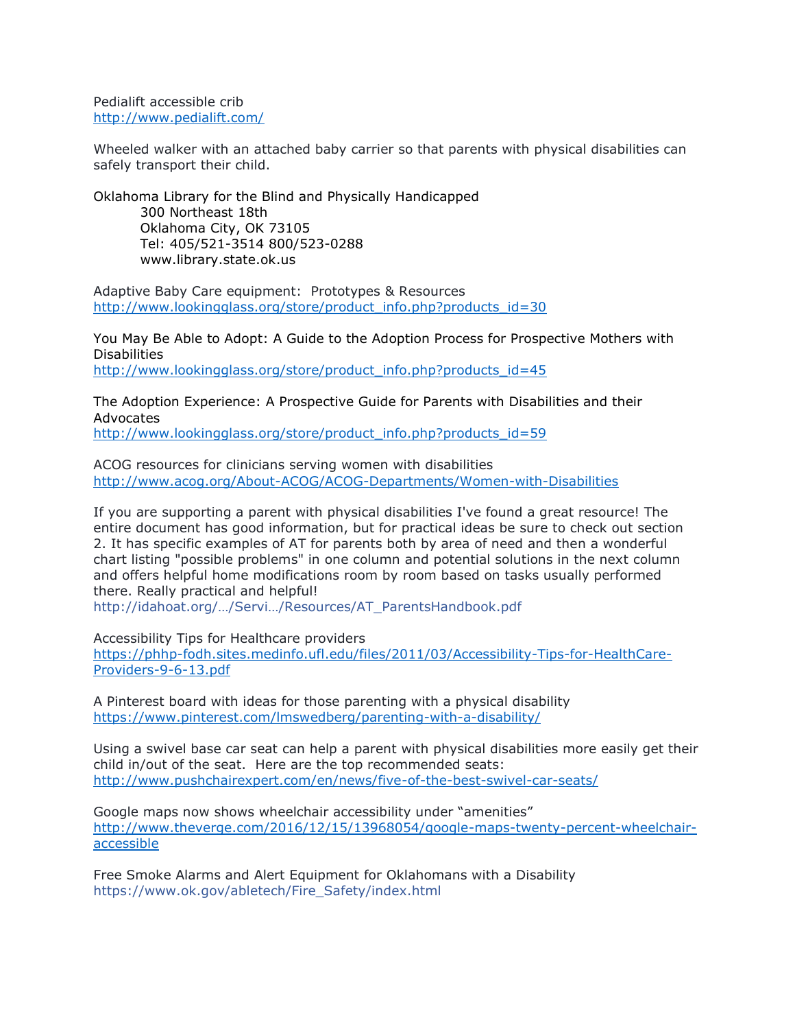Pedialift accessible crib
http://www.pedialift.com/

Wheeled walker with an attached baby carrier so that parents with physical disabilities can safely transport their child.

Oklahoma Library for the Blind and Physically Handicapped
300 Northeast 18th
Oklahoma City, OK 73105
Tel: 405/521-3514 800/523-0288
www.library.state.ok.us

Adaptive Baby Care equipment: Prototypes & Resources
http://www.lookingglass.org/store/product_info.php?products_id=30

You May Be Able to Adopt: A Guide to the Adoption Process for Prospective Mothers with Disabilities
http://www.lookingglass.org/store/product_info.php?products_id=45

The Adoption Experience: A Prospective Guide for Parents with Disabilities and their Advocates
http://www.lookingglass.org/store/product_info.php?products_id=59

ACOG resources for clinicians serving women with disabilities
http://www.acog.org/About-ACOG/ACOG-Departments/Women-with-Disabilities

If you are supporting a parent with physical disabilities I've found a great resource! The entire document has good information, but for practical ideas be sure to check out section 2. It has specific examples of AT for parents both by area of need and then a wonderful chart listing "possible problems" in one column and potential solutions in the next column and offers helpful home modifications room by room based on tasks usually performed there. Really practical and helpful!
http://idahoat.org/…/Servi…/Resources/AT_ParentsHandbook.pdf

Accessibility Tips for Healthcare providers
https://phhp-fodh.sites.medinfo.ufl.edu/files/2011/03/Accessibility-Tips-for-HealthCare-Providers-9-6-13.pdf

A Pinterest board with ideas for those parenting with a physical disability
https://www.pinterest.com/lmswedberg/parenting-with-a-disability/

Using a swivel base car seat can help a parent with physical disabilities more easily get their child in/out of the seat. Here are the top recommended seats:
http://www.pushchairexpert.com/en/news/five-of-the-best-swivel-car-seats/

Google maps now shows wheelchair accessibility under "amenities"
http://www.theverge.com/2016/12/15/13968054/google-maps-twenty-percent-wheelchair-accessible

Free Smoke Alarms and Alert Equipment for Oklahomans with a Disability
https://www.ok.gov/abletech/Fire_Safety/index.html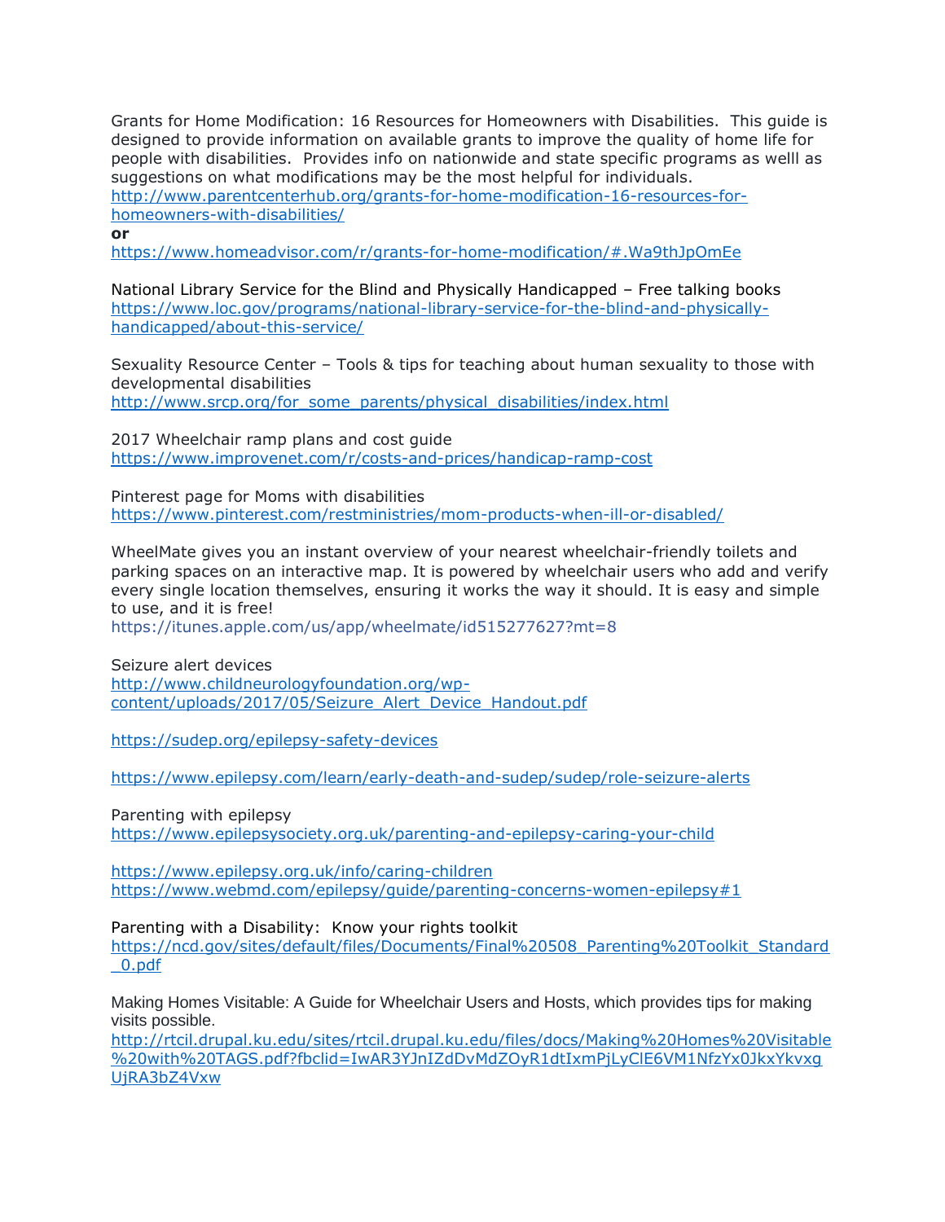Grants for Home Modification: 16 Resources for Homeowners with Disabilities. This guide is designed to provide information on available grants to improve the quality of home life for people with disabilities. Provides info on nationwide and state specific programs as welll as suggestions on what modifications may be the most helpful for individuals.
http://www.parentcenterhub.org/grants-for-home-modification-16-resources-for-homeowners-with-disabilities/
**or**
https://www.homeadvisor.com/r/grants-for-home-modification/#.Wa9thJpOmEe

National Library Service for the Blind and Physically Handicapped – Free talking books
https://www.loc.gov/programs/national-library-service-for-the-blind-and-physically-handicapped/about-this-service/

Sexuality Resource Center – Tools & tips for teaching about human sexuality to those with developmental disabilities
http://www.srcp.org/for_some_parents/physical_disabilities/index.html

2017 Wheelchair ramp plans and cost guide
https://www.improvenet.com/r/costs-and-prices/handicap-ramp-cost

Pinterest page for Moms with disabilities
https://www.pinterest.com/restministries/mom-products-when-ill-or-disabled/

WheelMate gives you an instant overview of your nearest wheelchair-friendly toilets and parking spaces on an interactive map. It is powered by wheelchair users who add and verify every single location themselves, ensuring it works the way it should. It is easy and simple to use, and it is free!
https://itunes.apple.com/us/app/wheelmate/id515277627?mt=8

Seizure alert devices
http://www.childneurologyfoundation.org/wp-content/uploads/2017/05/Seizure_Alert_Device_Handout.pdf

https://sudep.org/epilepsy-safety-devices

https://www.epilepsy.com/learn/early-death-and-sudep/sudep/role-seizure-alerts

Parenting with epilepsy
https://www.epilepsysociety.org.uk/parenting-and-epilepsy-caring-your-child

https://www.epilepsy.org.uk/info/caring-children
https://www.webmd.com/epilepsy/guide/parenting-concerns-women-epilepsy#1

Parenting with a Disability: Know your rights toolkit
https://ncd.gov/sites/default/files/Documents/Final%20508_Parenting%20Toolkit_Standard_0.pdf

Making Homes Visitable: A Guide for Wheelchair Users and Hosts, which provides tips for making visits possible.
http://rtcil.drupal.ku.edu/sites/rtcil.drupal.ku.edu/files/docs/Making%20Homes%20Visitable%20with%20TAGS.pdf?fbclid=IwAR3YJnIZdDvMdZOyR1dtIxmPjLyClE6VM1NfzYx0JkxYkvxgUjRA3bZ4Vxw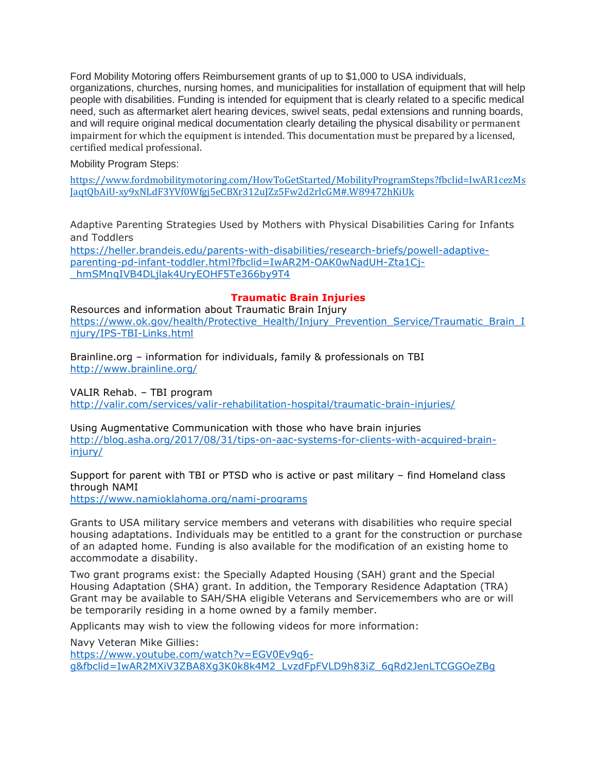Ford Mobility Motoring offers Reimbursement grants of up to $1,000 to USA individuals, organizations, churches, nursing homes, and municipalities for installation of equipment that will help people with disabilities. Funding is intended for equipment that is clearly related to a specific medical need, such as aftermarket alert hearing devices, swivel seats, pedal extensions and running boards, and will require original medical documentation clearly detailing the physical disability or permanent impairment for which the equipment is intended. This documentation must be prepared by a licensed, certified medical professional.

Mobility Program Steps:

https://www.fordmobilitymotoring.com/HowToGetStarted/MobilityProgramSteps?fbclid=IwAR1cezMsJaqtQbAiU-xy9xNLdF3YVf0Wfgj5eCBXr312uJZz5Fw2d2rlcGM#.W89472hKiUk

Adaptive Parenting Strategies Used by Mothers with Physical Disabilities Caring for Infants and Toddlers
https://heller.brandeis.edu/parents-with-disabilities/research-briefs/powell-adaptive-parenting-pd-infant-toddler.html?fbclid=IwAR2M-OAK0wNadUH-Zta1Cj-_hmSMnqIVB4DLjlak4UryEOHF5Te366by9T4

## Traumatic Brain Injuries

Resources and information about Traumatic Brain Injury
https://www.ok.gov/health/Protective_Health/Injury_Prevention_Service/Traumatic_Brain_Injury/IPS-TBI-Links.html

Brainline.org – information for individuals, family & professionals on TBI
http://www.brainline.org/

VALIR Rehab. – TBI program
http://valir.com/services/valir-rehabilitation-hospital/traumatic-brain-injuries/

Using Augmentative Communication with those who have brain injuries
http://blog.asha.org/2017/08/31/tips-on-aac-systems-for-clients-with-acquired-brain-injury/

Support for parent with TBI or PTSD who is active or past military – find Homeland class through NAMI
https://www.namioklahoma.org/nami-programs

Grants to USA military service members and veterans with disabilities who require special housing adaptations. Individuals may be entitled to a grant for the construction or purchase of an adapted home. Funding is also available for the modification of an existing home to accommodate a disability.

Two grant programs exist: the Specially Adapted Housing (SAH) grant and the Special Housing Adaptation (SHA) grant. In addition, the Temporary Residence Adaptation (TRA) Grant may be available to SAH/SHA eligible Veterans and Servicemembers who are or will be temporarily residing in a home owned by a family member.

Applicants may wish to view the following videos for more information:

Navy Veteran Mike Gillies:
https://www.youtube.com/watch?v=EGV0Ev9q6-g&fbclid=IwAR2MXiV3ZBA8Xg3K0k8k4M2_LvzdFpFVLD9h83iZ_6qRd2JenLTCGGOeZBg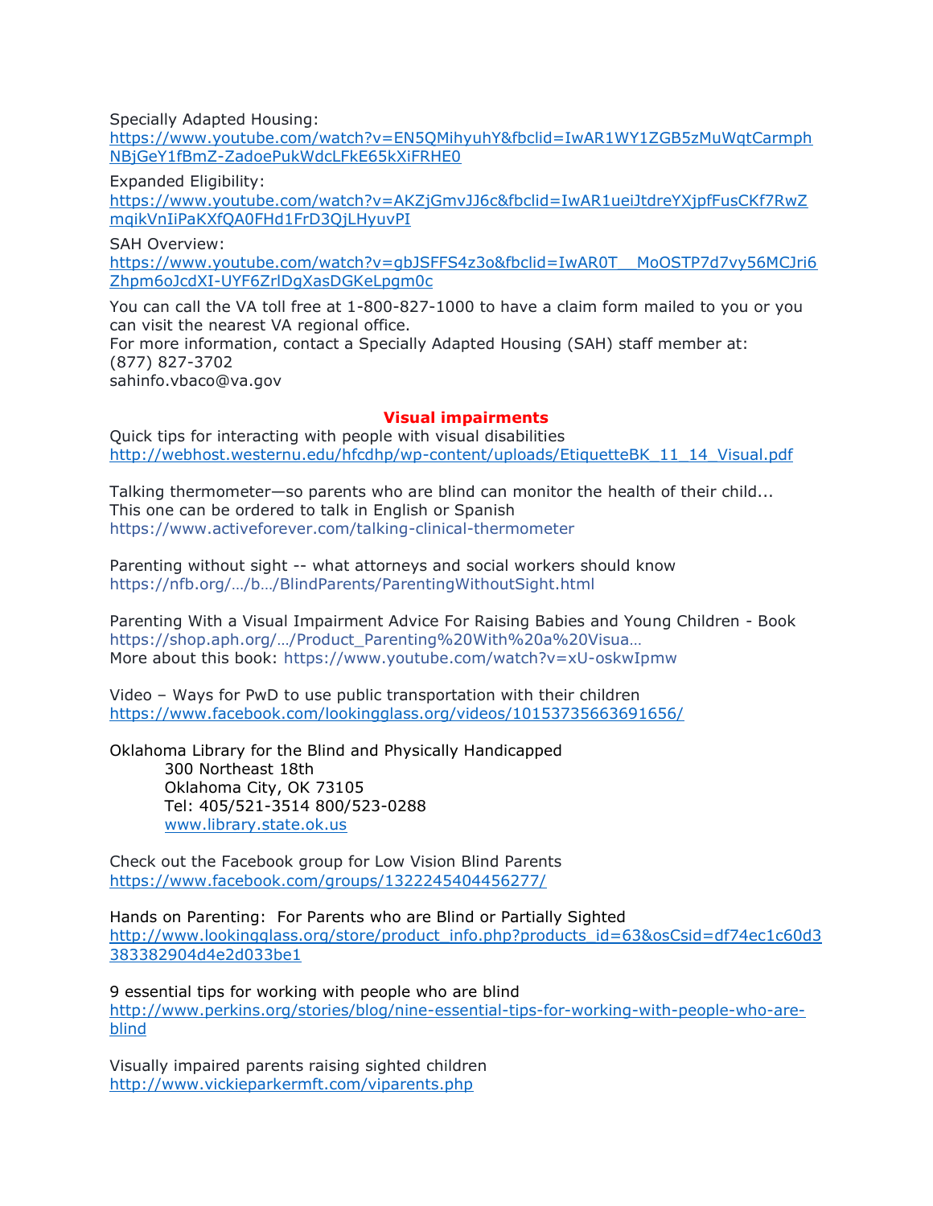Specially Adapted Housing:
https://www.youtube.com/watch?v=EN5QMihyuhY&fbclid=IwAR1WY1ZGB5zMuWqtCarmphNBjGeY1fBmZ-ZadoePukWdcLFkE65kXiFRHE0

Expanded Eligibility:
https://www.youtube.com/watch?v=AKZjGmvJJ6c&fbclid=IwAR1ueiJtdreYXjpfFusCKf7RwZmqikVnIiPaKXfQA0FHd1FrD3QjLHyuvPI

SAH Overview:
https://www.youtube.com/watch?v=gbJSFFS4z3o&fbclid=IwAR0T__MoOSTP7d7vy56MCJri6Zhpm6oJcdXI-UYF6ZrlDgXasDGKeLpgm0c

You can call the VA toll free at 1-800-827-1000 to have a claim form mailed to you or you can visit the nearest VA regional office.
For more information, contact a Specially Adapted Housing (SAH) staff member at:
(877) 827-3702
sahinfo.vbaco@va.gov

## Visual impairments

Quick tips for interacting with people with visual disabilities
http://webhost.westernu.edu/hfcdhp/wp-content/uploads/EtiquetteBK_11_14_Visual.pdf

Talking thermometer—so parents who are blind can monitor the health of their child...
This one can be ordered to talk in English or Spanish
https://www.activeforever.com/talking-clinical-thermometer

Parenting without sight -- what attorneys and social workers should know
https://nfb.org/…/b…/BlindParents/ParentingWithoutSight.html

Parenting With a Visual Impairment Advice For Raising Babies and Young Children - Book
https://shop.aph.org/…/Product_Parenting%20With%20a%20Visua…
More about this book: https://www.youtube.com/watch?v=xU-oskwIpmw

Video – Ways for PwD to use public transportation with their children
https://www.facebook.com/lookingglass.org/videos/10153735663691656/

Oklahoma Library for the Blind and Physically Handicapped
300 Northeast 18th
Oklahoma City, OK 73105
Tel: 405/521-3514 800/523-0288
www.library.state.ok.us

Check out the Facebook group for Low Vision Blind Parents
https://www.facebook.com/groups/1322245404456277/

Hands on Parenting: For Parents who are Blind or Partially Sighted
http://www.lookingglass.org/store/product_info.php?products_id=63&osCsid=df74ec1c60d3383382904d4e2d033be1

9 essential tips for working with people who are blind
http://www.perkins.org/stories/blog/nine-essential-tips-for-working-with-people-who-are-blind

Visually impaired parents raising sighted children
http://www.vickieparkermft.com/viparents.php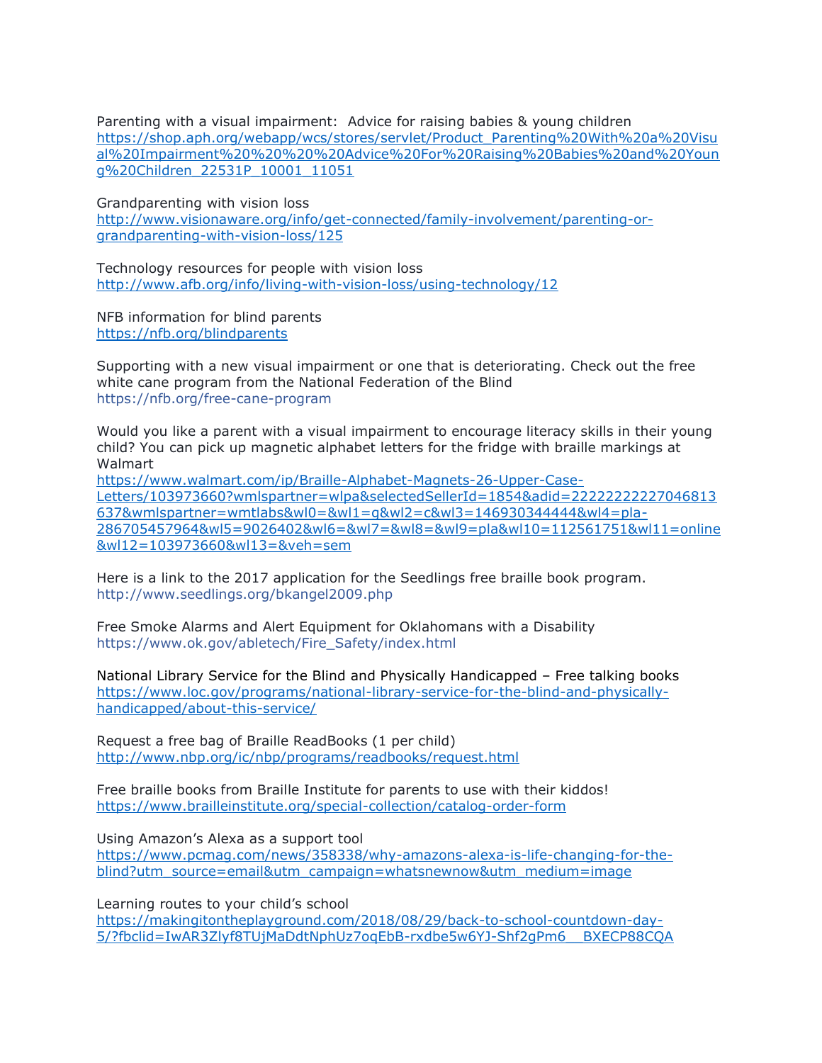Parenting with a visual impairment: Advice for raising babies & young children
https://shop.aph.org/webapp/wcs/stores/servlet/Product_Parenting%20With%20a%20Visual%20Impairment%20%20%20%20Advice%20For%20Raising%20Babies%20and%20Young%20Children_22531P_10001_11051

Grandparenting with vision loss
http://www.visionaware.org/info/get-connected/family-involvement/parenting-or-grandparenting-with-vision-loss/125

Technology resources for people with vision loss
http://www.afb.org/info/living-with-vision-loss/using-technology/12

NFB information for blind parents
https://nfb.org/blindparents

Supporting with a new visual impairment or one that is deteriorating. Check out the free white cane program from the National Federation of the Blind
https://nfb.org/free-cane-program

Would you like a parent with a visual impairment to encourage literacy skills in their young child? You can pick up magnetic alphabet letters for the fridge with braille markings at Walmart
https://www.walmart.com/ip/Braille-Alphabet-Magnets-26-Upper-Case-Letters/103973660?wmlspartner=wlpa&selectedSellerId=1854&adid=22222222227046813637&wmlspartner=wmtlabs&wl0=&wl1=g&wl2=c&wl3=146930344444&wl4=pla-286705457964&wl5=9026402&wl6=&wl7=&wl8=&wl9=pla&wl10=112561751&wl11=online&wl12=103973660&wl13=&veh=sem

Here is a link to the 2017 application for the Seedlings free braille book program.
http://www.seedlings.org/bkangel2009.php

Free Smoke Alarms and Alert Equipment for Oklahomans with a Disability
https://www.ok.gov/abletech/Fire_Safety/index.html

National Library Service for the Blind and Physically Handicapped – Free talking books
https://www.loc.gov/programs/national-library-service-for-the-blind-and-physically-handicapped/about-this-service/

Request a free bag of Braille ReadBooks (1 per child)
http://www.nbp.org/ic/nbp/programs/readbooks/request.html

Free braille books from Braille Institute for parents to use with their kiddos!
https://www.brailleinstitute.org/special-collection/catalog-order-form

Using Amazon's Alexa as a support tool
https://www.pcmag.com/news/358338/why-amazons-alexa-is-life-changing-for-the-blind?utm_source=email&utm_campaign=whatsnewnow&utm_medium=image

Learning routes to your child's school
https://makingitontheplayground.com/2018/08/29/back-to-school-countdown-day-5/?fbclid=IwAR3Zlyf8TUjMaDdtNphUz7oqEbB-rxdbe5w6YJ-Shf2gPm6__BXECP88CQA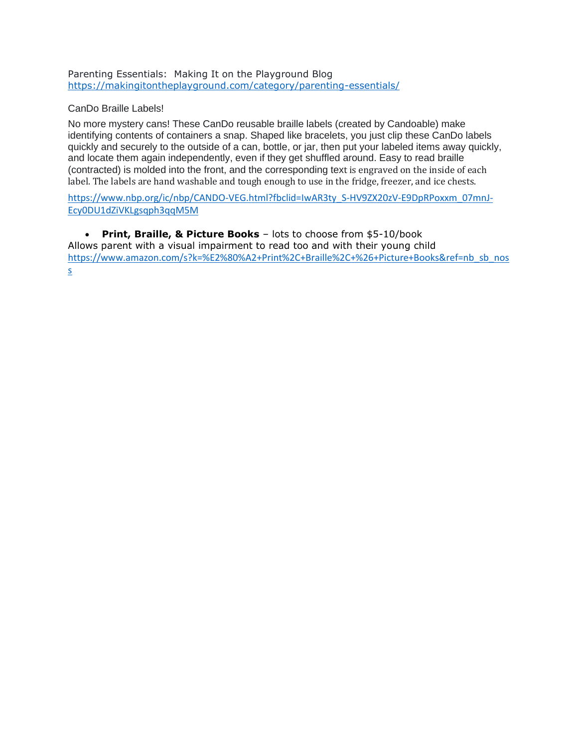Parenting Essentials: Making It on the Playground Blog
https://makingitontheplayground.com/category/parenting-essentials/

CanDo Braille Labels!

No more mystery cans! These CanDo reusable braille labels (created by Candoable) make identifying contents of containers a snap. Shaped like bracelets, you just clip these CanDo labels quickly and securely to the outside of a can, bottle, or jar, then put your labeled items away quickly, and locate them again independently, even if they get shuffled around. Easy to read braille (contracted) is molded into the front, and the corresponding text is engraved on the inside of each label. The labels are hand washable and tough enough to use in the fridge, freezer, and ice chests.

https://www.nbp.org/ic/nbp/CANDO-VEG.html?fbclid=IwAR3ty_S-HV9ZX20zV-E9DpRPoxxm_07mnJ-Ecy0DU1dZiVKLgsqph3qqM5M

- **Print, Braille, & Picture Books** – lots to choose from $5-10/book

Allows parent with a visual impairment to read too and with their young child
https://www.amazon.com/s?k=%E2%80%A2+Print%2C+Braille%2C+%26+Picture+Books&ref=nb_sb_noss